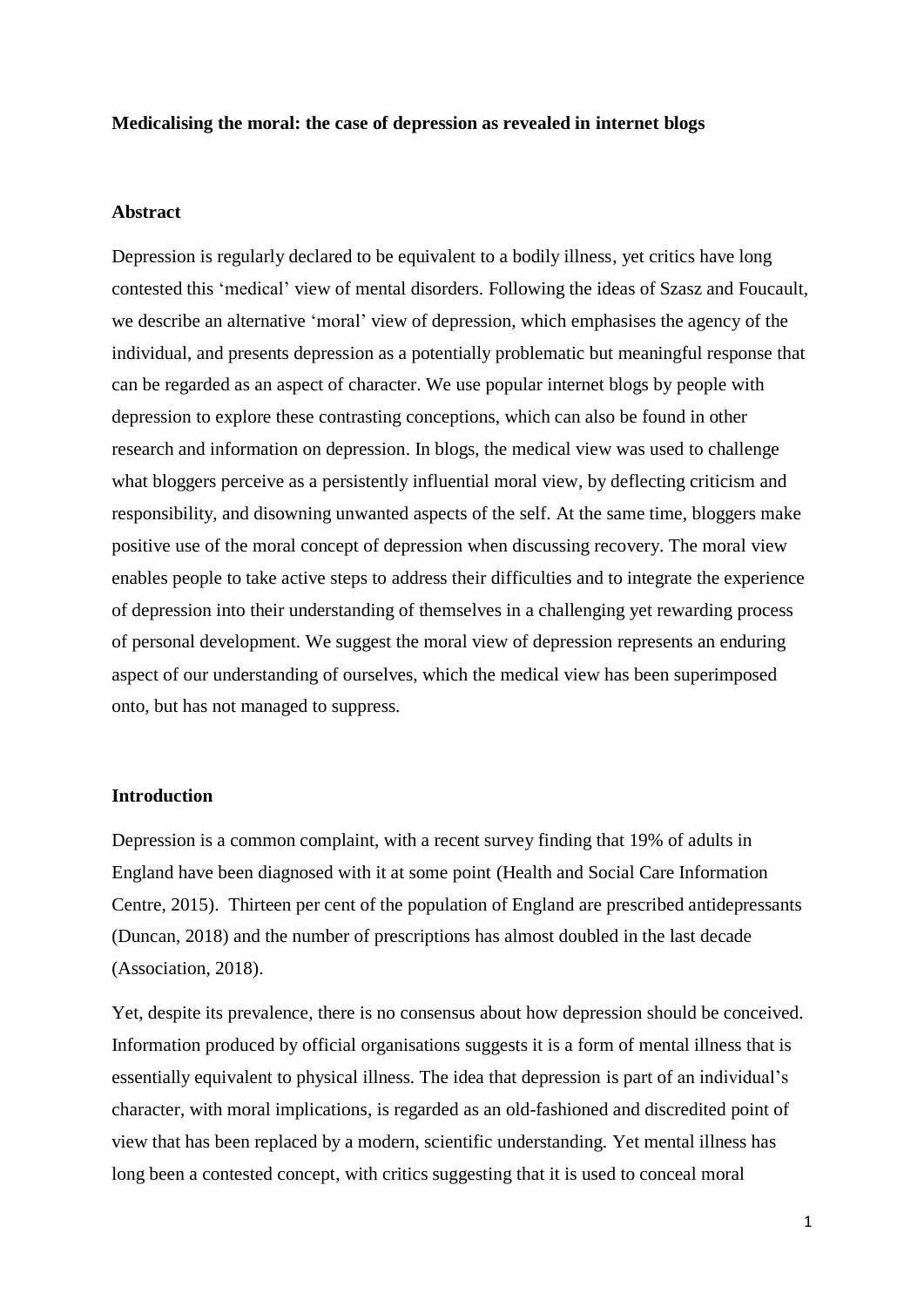**Medicalising the moral: the case of depression as revealed in internet blogs**

## Abstract

Depression is regularly declared to be equivalent to a bodily illness, yet critics have long contested this 'medical' view of mental disorders. Following the ideas of Szasz and Foucault, we describe an alternative 'moral' view of depression, which emphasises the agency of the individual, and presents depression as a potentially problematic but meaningful response that can be regarded as an aspect of character. We use popular internet blogs by people with depression to explore these contrasting conceptions, which can also be found in other research and information on depression. In blogs, the medical view was used to challenge what bloggers perceive as a persistently influential moral view, by deflecting criticism and responsibility, and disowning unwanted aspects of the self. At the same time, bloggers make positive use of the moral concept of depression when discussing recovery. The moral view enables people to take active steps to address their difficulties and to integrate the experience of depression into their understanding of themselves in a challenging yet rewarding process of personal development. We suggest the moral view of depression represents an enduring aspect of our understanding of ourselves, which the medical view has been superimposed onto, but has not managed to suppress.

## Introduction

Depression is a common complaint, with a recent survey finding that 19% of adults in England have been diagnosed with it at some point (Health and Social Care Information Centre, 2015). Thirteen per cent of the population of England are prescribed antidepressants (Duncan, 2018) and the number of prescriptions has almost doubled in the last decade (Association, 2018).

Yet, despite its prevalence, there is no consensus about how depression should be conceived. Information produced by official organisations suggests it is a form of mental illness that is essentially equivalent to physical illness. The idea that depression is part of an individual's character, with moral implications, is regarded as an old-fashioned and discredited point of view that has been replaced by a modern, scientific understanding. Yet mental illness has long been a contested concept, with critics suggesting that it is used to conceal moral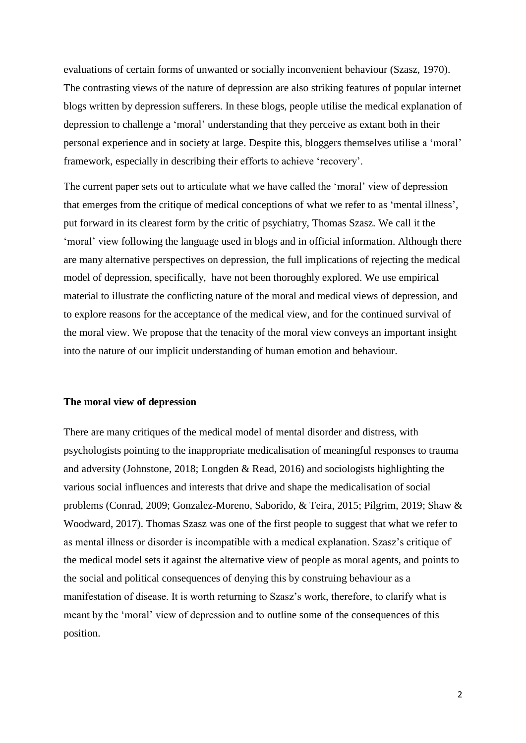evaluations of certain forms of unwanted or socially inconvenient behaviour (Szasz, 1970). The contrasting views of the nature of depression are also striking features of popular internet blogs written by depression sufferers. In these blogs, people utilise the medical explanation of depression to challenge a 'moral' understanding that they perceive as extant both in their personal experience and in society at large. Despite this, bloggers themselves utilise a 'moral' framework, especially in describing their efforts to achieve 'recovery'.

The current paper sets out to articulate what we have called the 'moral' view of depression that emerges from the critique of medical conceptions of what we refer to as 'mental illness', put forward in its clearest form by the critic of psychiatry, Thomas Szasz. We call it the 'moral' view following the language used in blogs and in official information. Although there are many alternative perspectives on depression, the full implications of rejecting the medical model of depression, specifically, have not been thoroughly explored. We use empirical material to illustrate the conflicting nature of the moral and medical views of depression, and to explore reasons for the acceptance of the medical view, and for the continued survival of the moral view. We propose that the tenacity of the moral view conveys an important insight into the nature of our implicit understanding of human emotion and behaviour.

## The moral view of depression

There are many critiques of the medical model of mental disorder and distress, with psychologists pointing to the inappropriate medicalisation of meaningful responses to trauma and adversity (Johnstone, 2018; Longden & Read, 2016) and sociologists highlighting the various social influences and interests that drive and shape the medicalisation of social problems (Conrad, 2009; Gonzalez-Moreno, Saborido, & Teira, 2015; Pilgrim, 2019; Shaw & Woodward, 2017). Thomas Szasz was one of the first people to suggest that what we refer to as mental illness or disorder is incompatible with a medical explanation. Szasz's critique of the medical model sets it against the alternative view of people as moral agents, and points to the social and political consequences of denying this by construing behaviour as a manifestation of disease. It is worth returning to Szasz's work, therefore, to clarify what is meant by the 'moral' view of depression and to outline some of the consequences of this position.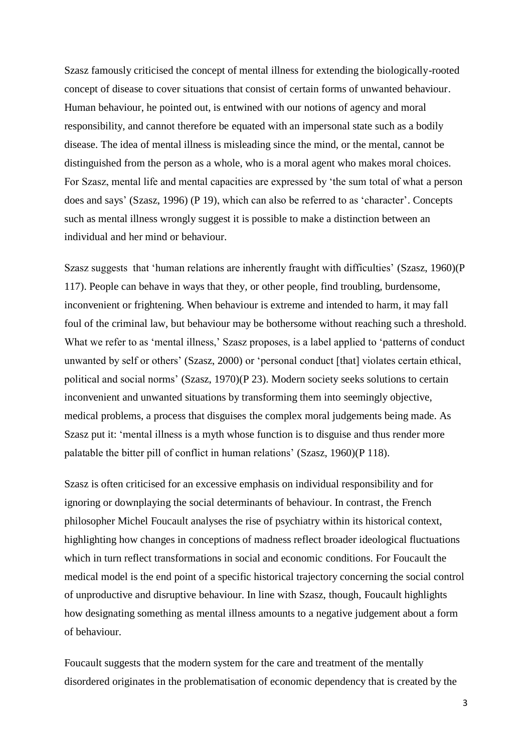Szasz famously criticised the concept of mental illness for extending the biologically-rooted concept of disease to cover situations that consist of certain forms of unwanted behaviour. Human behaviour, he pointed out, is entwined with our notions of agency and moral responsibility, and cannot therefore be equated with an impersonal state such as a bodily disease. The idea of mental illness is misleading since the mind, or the mental, cannot be distinguished from the person as a whole, who is a moral agent who makes moral choices. For Szasz, mental life and mental capacities are expressed by 'the sum total of what a person does and says' (Szasz, 1996) (P 19), which can also be referred to as 'character'. Concepts such as mental illness wrongly suggest it is possible to make a distinction between an individual and her mind or behaviour.

Szasz suggests that 'human relations are inherently fraught with difficulties' (Szasz, 1960)(P 117). People can behave in ways that they, or other people, find troubling, burdensome, inconvenient or frightening. When behaviour is extreme and intended to harm, it may fall foul of the criminal law, but behaviour may be bothersome without reaching such a threshold. What we refer to as 'mental illness,' Szasz proposes, is a label applied to 'patterns of conduct unwanted by self or others' (Szasz, 2000) or 'personal conduct [that] violates certain ethical, political and social norms' (Szasz, 1970)(P 23). Modern society seeks solutions to certain inconvenient and unwanted situations by transforming them into seemingly objective, medical problems, a process that disguises the complex moral judgements being made. As Szasz put it: 'mental illness is a myth whose function is to disguise and thus render more palatable the bitter pill of conflict in human relations' (Szasz, 1960)(P 118).

Szasz is often criticised for an excessive emphasis on individual responsibility and for ignoring or downplaying the social determinants of behaviour. In contrast, the French philosopher Michel Foucault analyses the rise of psychiatry within its historical context, highlighting how changes in conceptions of madness reflect broader ideological fluctuations which in turn reflect transformations in social and economic conditions. For Foucault the medical model is the end point of a specific historical trajectory concerning the social control of unproductive and disruptive behaviour. In line with Szasz, though, Foucault highlights how designating something as mental illness amounts to a negative judgement about a form of behaviour.

Foucault suggests that the modern system for the care and treatment of the mentally disordered originates in the problematisation of economic dependency that is created by the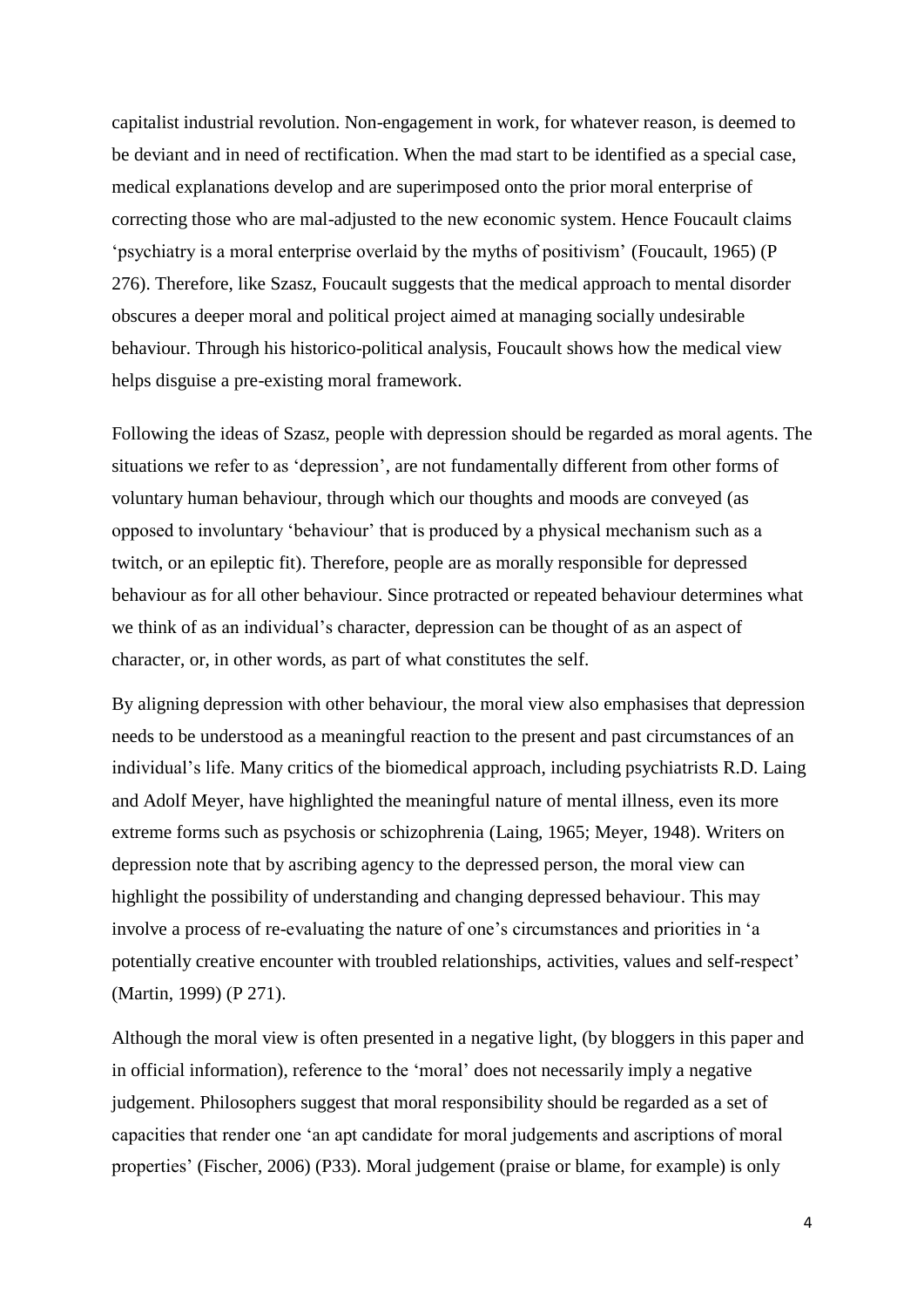capitalist industrial revolution. Non-engagement in work, for whatever reason, is deemed to be deviant and in need of rectification. When the mad start to be identified as a special case, medical explanations develop and are superimposed onto the prior moral enterprise of correcting those who are mal-adjusted to the new economic system. Hence Foucault claims 'psychiatry is a moral enterprise overlaid by the myths of positivism' (Foucault, 1965) (P 276). Therefore, like Szasz, Foucault suggests that the medical approach to mental disorder obscures a deeper moral and political project aimed at managing socially undesirable behaviour. Through his historico-political analysis, Foucault shows how the medical view helps disguise a pre-existing moral framework.

Following the ideas of Szasz, people with depression should be regarded as moral agents. The situations we refer to as 'depression', are not fundamentally different from other forms of voluntary human behaviour, through which our thoughts and moods are conveyed (as opposed to involuntary 'behaviour' that is produced by a physical mechanism such as a twitch, or an epileptic fit). Therefore, people are as morally responsible for depressed behaviour as for all other behaviour. Since protracted or repeated behaviour determines what we think of as an individual's character, depression can be thought of as an aspect of character, or, in other words, as part of what constitutes the self.

By aligning depression with other behaviour, the moral view also emphasises that depression needs to be understood as a meaningful reaction to the present and past circumstances of an individual's life. Many critics of the biomedical approach, including psychiatrists R.D. Laing and Adolf Meyer, have highlighted the meaningful nature of mental illness, even its more extreme forms such as psychosis or schizophrenia (Laing, 1965; Meyer, 1948). Writers on depression note that by ascribing agency to the depressed person, the moral view can highlight the possibility of understanding and changing depressed behaviour. This may involve a process of re-evaluating the nature of one's circumstances and priorities in 'a potentially creative encounter with troubled relationships, activities, values and self-respect' (Martin, 1999) (P 271).

Although the moral view is often presented in a negative light, (by bloggers in this paper and in official information), reference to the 'moral' does not necessarily imply a negative judgement. Philosophers suggest that moral responsibility should be regarded as a set of capacities that render one 'an apt candidate for moral judgements and ascriptions of moral properties' (Fischer, 2006) (P33). Moral judgement (praise or blame, for example) is only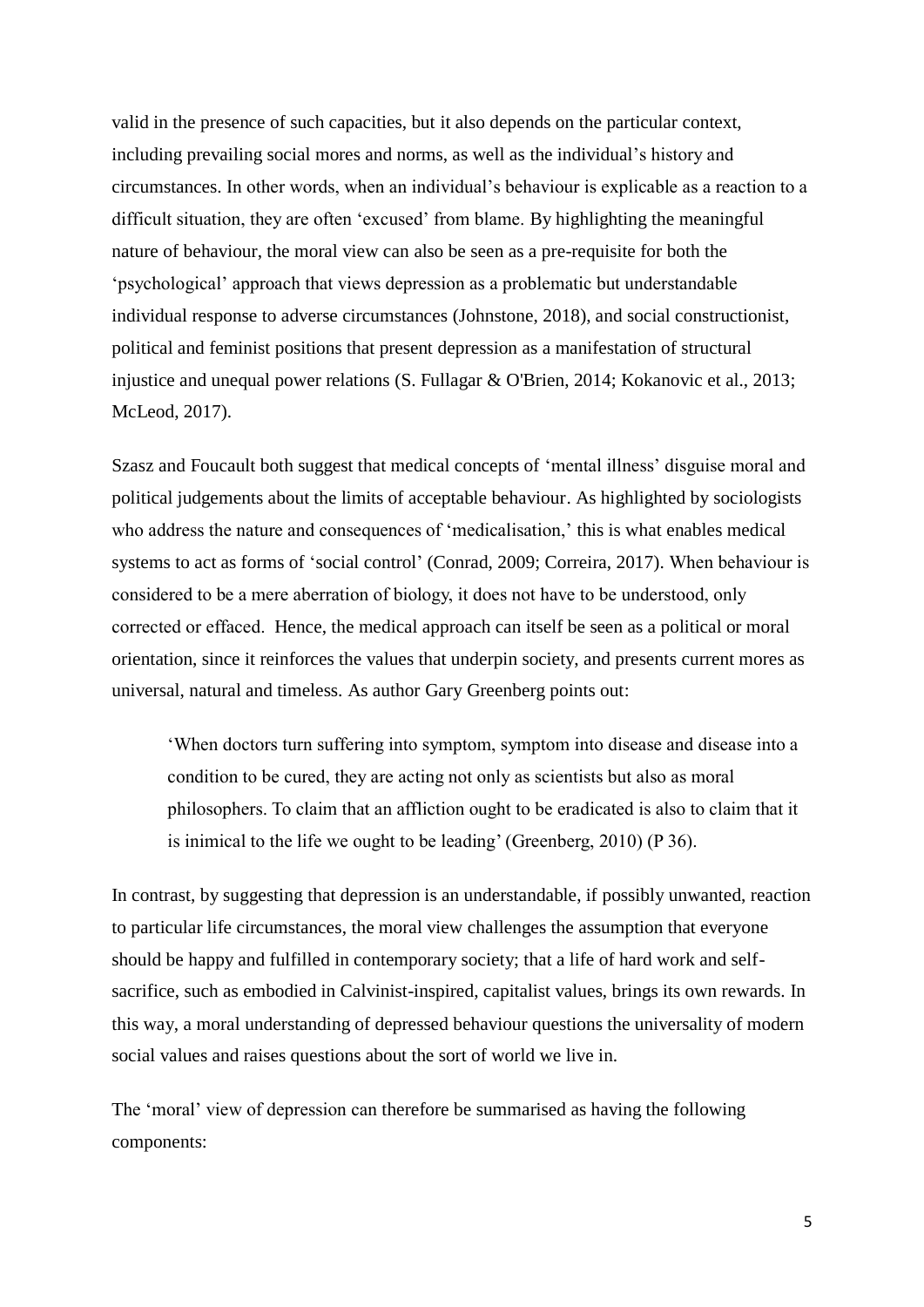valid in the presence of such capacities, but it also depends on the particular context, including prevailing social mores and norms, as well as the individual's history and circumstances. In other words, when an individual's behaviour is explicable as a reaction to a difficult situation, they are often 'excused' from blame. By highlighting the meaningful nature of behaviour, the moral view can also be seen as a pre-requisite for both the 'psychological' approach that views depression as a problematic but understandable individual response to adverse circumstances (Johnstone, 2018), and social constructionist, political and feminist positions that present depression as a manifestation of structural injustice and unequal power relations (S. Fullagar & O'Brien, 2014; Kokanovic et al., 2013; McLeod, 2017).

Szasz and Foucault both suggest that medical concepts of 'mental illness' disguise moral and political judgements about the limits of acceptable behaviour. As highlighted by sociologists who address the nature and consequences of 'medicalisation,' this is what enables medical systems to act as forms of 'social control' (Conrad, 2009; Correira, 2017). When behaviour is considered to be a mere aberration of biology, it does not have to be understood, only corrected or effaced. Hence, the medical approach can itself be seen as a political or moral orientation, since it reinforces the values that underpin society, and presents current mores as universal, natural and timeless. As author Gary Greenberg points out:

> 'When doctors turn suffering into symptom, symptom into disease and disease into a condition to be cured, they are acting not only as scientists but also as moral philosophers. To claim that an affliction ought to be eradicated is also to claim that it is inimical to the life we ought to be leading' (Greenberg, 2010) (P 36).

In contrast, by suggesting that depression is an understandable, if possibly unwanted, reaction to particular life circumstances, the moral view challenges the assumption that everyone should be happy and fulfilled in contemporary society; that a life of hard work and self-sacrifice, such as embodied in Calvinist-inspired, capitalist values, brings its own rewards. In this way, a moral understanding of depressed behaviour questions the universality of modern social values and raises questions about the sort of world we live in.

The 'moral' view of depression can therefore be summarised as having the following components: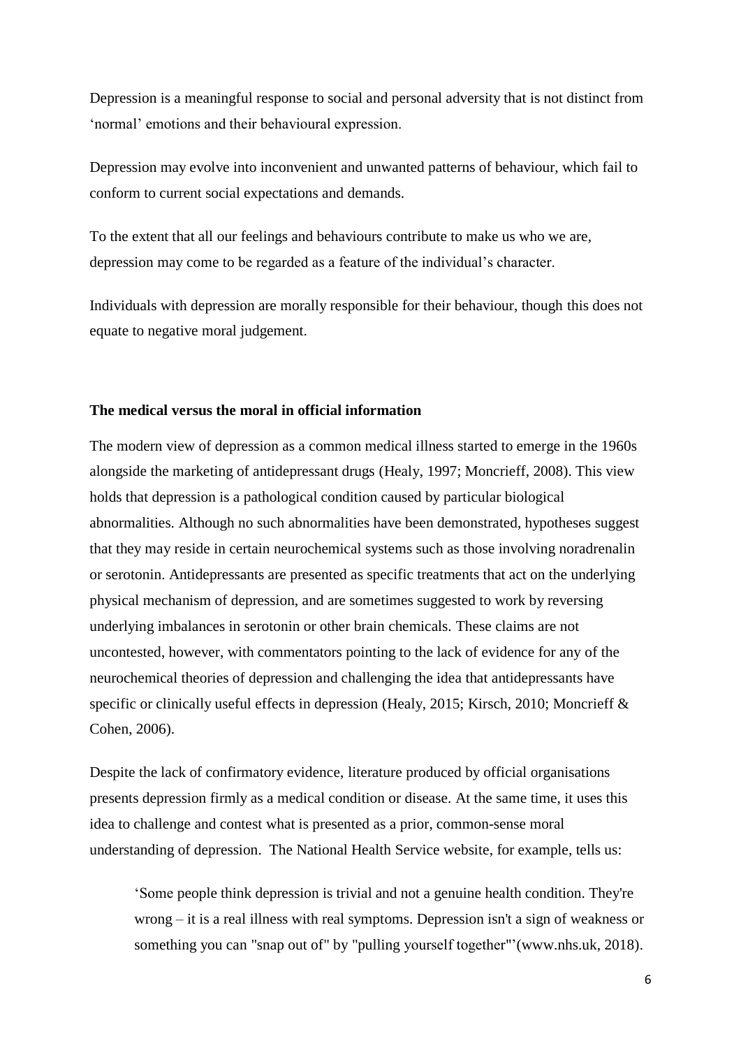Depression is a meaningful response to social and personal adversity that is not distinct from 'normal' emotions and their behavioural expression.

Depression may evolve into inconvenient and unwanted patterns of behaviour, which fail to conform to current social expectations and demands.

To the extent that all our feelings and behaviours contribute to make us who we are, depression may come to be regarded as a feature of the individual's character.

Individuals with depression are morally responsible for their behaviour, though this does not equate to negative moral judgement.

**The medical versus the moral in official information**

The modern view of depression as a common medical illness started to emerge in the 1960s alongside the marketing of antidepressant drugs (Healy, 1997; Moncrieff, 2008). This view holds that depression is a pathological condition caused by particular biological abnormalities. Although no such abnormalities have been demonstrated, hypotheses suggest that they may reside in certain neurochemical systems such as those involving noradrenalin or serotonin. Antidepressants are presented as specific treatments that act on the underlying physical mechanism of depression, and are sometimes suggested to work by reversing underlying imbalances in serotonin or other brain chemicals. These claims are not uncontested, however, with commentators pointing to the lack of evidence for any of the neurochemical theories of depression and challenging the idea that antidepressants have specific or clinically useful effects in depression (Healy, 2015; Kirsch, 2010; Moncrieff & Cohen, 2006).

Despite the lack of confirmatory evidence, literature produced by official organisations presents depression firmly as a medical condition or disease. At the same time, it uses this idea to challenge and contest what is presented as a prior, common-sense moral understanding of depression. The National Health Service website, for example, tells us:

> 'Some people think depression is trivial and not a genuine health condition. They're wrong – it is a real illness with real symptoms. Depression isn't a sign of weakness or something you can "snap out of" by "pulling yourself together"'(www.nhs.uk, 2018).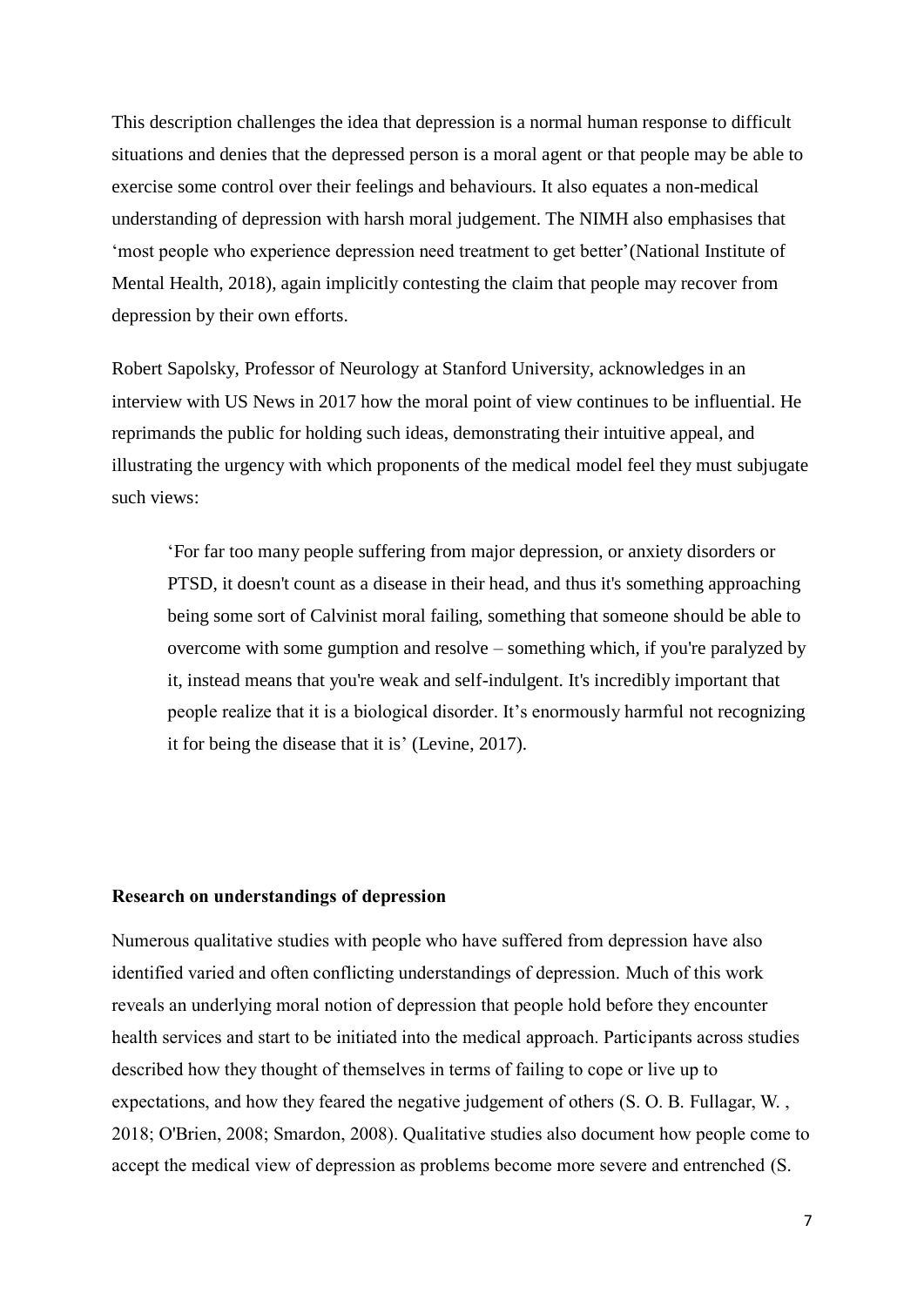This description challenges the idea that depression is a normal human response to difficult situations and denies that the depressed person is a moral agent or that people may be able to exercise some control over their feelings and behaviours. It also equates a non-medical understanding of depression with harsh moral judgement. The NIMH also emphasises that 'most people who experience depression need treatment to get better'(National Institute of Mental Health, 2018), again implicitly contesting the claim that people may recover from depression by their own efforts.

Robert Sapolsky, Professor of Neurology at Stanford University, acknowledges in an interview with US News in 2017 how the moral point of view continues to be influential. He reprimands the public for holding such ideas, demonstrating their intuitive appeal, and illustrating the urgency with which proponents of the medical model feel they must subjugate such views:

> 'For far too many people suffering from major depression, or anxiety disorders or PTSD, it doesn't count as a disease in their head, and thus it's something approaching being some sort of Calvinist moral failing, something that someone should be able to overcome with some gumption and resolve – something which, if you're paralyzed by it, instead means that you're weak and self-indulgent. It's incredibly important that people realize that it is a biological disorder. It's enormously harmful not recognizing it for being the disease that it is' (Levine, 2017).

**Research on understandings of depression**

Numerous qualitative studies with people who have suffered from depression have also identified varied and often conflicting understandings of depression. Much of this work reveals an underlying moral notion of depression that people hold before they encounter health services and start to be initiated into the medical approach. Participants across studies described how they thought of themselves in terms of failing to cope or live up to expectations, and how they feared the negative judgement of others (S. O. B. Fullagar, W. , 2018; O'Brien, 2008; Smardon, 2008). Qualitative studies also document how people come to accept the medical view of depression as problems become more severe and entrenched (S.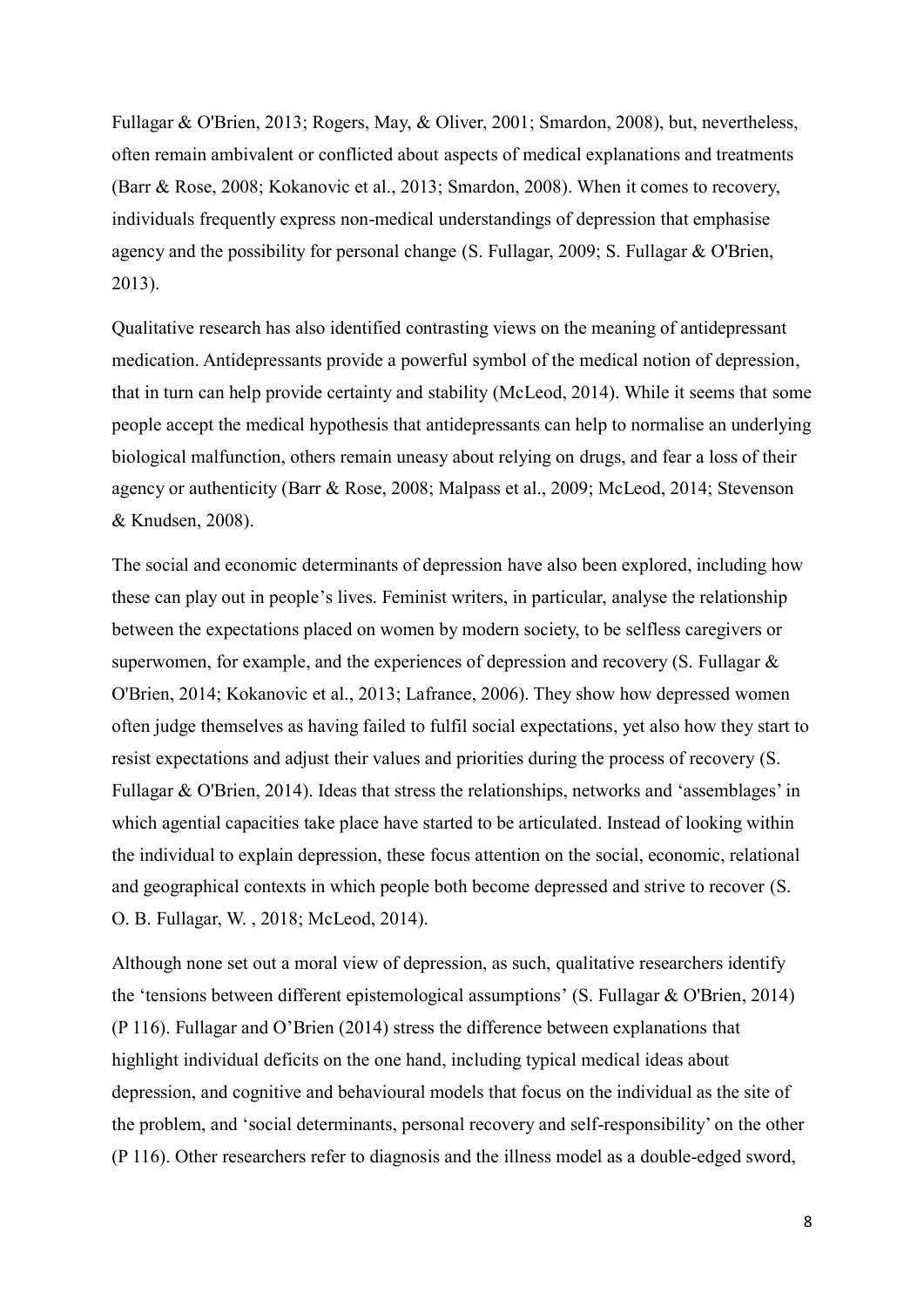Fullagar & O'Brien, 2013; Rogers, May, & Oliver, 2001; Smardon, 2008), but, nevertheless, often remain ambivalent or conflicted about aspects of medical explanations and treatments (Barr & Rose, 2008; Kokanovic et al., 2013; Smardon, 2008). When it comes to recovery, individuals frequently express non-medical understandings of depression that emphasise agency and the possibility for personal change (S. Fullagar, 2009; S. Fullagar & O'Brien, 2013).

Qualitative research has also identified contrasting views on the meaning of antidepressant medication. Antidepressants provide a powerful symbol of the medical notion of depression, that in turn can help provide certainty and stability (McLeod, 2014). While it seems that some people accept the medical hypothesis that antidepressants can help to normalise an underlying biological malfunction, others remain uneasy about relying on drugs, and fear a loss of their agency or authenticity (Barr & Rose, 2008; Malpass et al., 2009; McLeod, 2014; Stevenson & Knudsen, 2008).

The social and economic determinants of depression have also been explored, including how these can play out in people's lives. Feminist writers, in particular, analyse the relationship between the expectations placed on women by modern society, to be selfless caregivers or superwomen, for example, and the experiences of depression and recovery (S. Fullagar & O'Brien, 2014; Kokanovic et al., 2013; Lafrance, 2006). They show how depressed women often judge themselves as having failed to fulfil social expectations, yet also how they start to resist expectations and adjust their values and priorities during the process of recovery (S. Fullagar & O'Brien, 2014). Ideas that stress the relationships, networks and 'assemblages' in which agential capacities take place have started to be articulated. Instead of looking within the individual to explain depression, these focus attention on the social, economic, relational and geographical contexts in which people both become depressed and strive to recover (S. O. B. Fullagar, W. , 2018; McLeod, 2014).

Although none set out a moral view of depression, as such, qualitative researchers identify the 'tensions between different epistemological assumptions' (S. Fullagar & O'Brien, 2014) (P 116). Fullagar and O'Brien (2014) stress the difference between explanations that highlight individual deficits on the one hand, including typical medical ideas about depression, and cognitive and behavioural models that focus on the individual as the site of the problem, and 'social determinants, personal recovery and self-responsibility' on the other (P 116). Other researchers refer to diagnosis and the illness model as a double-edged sword,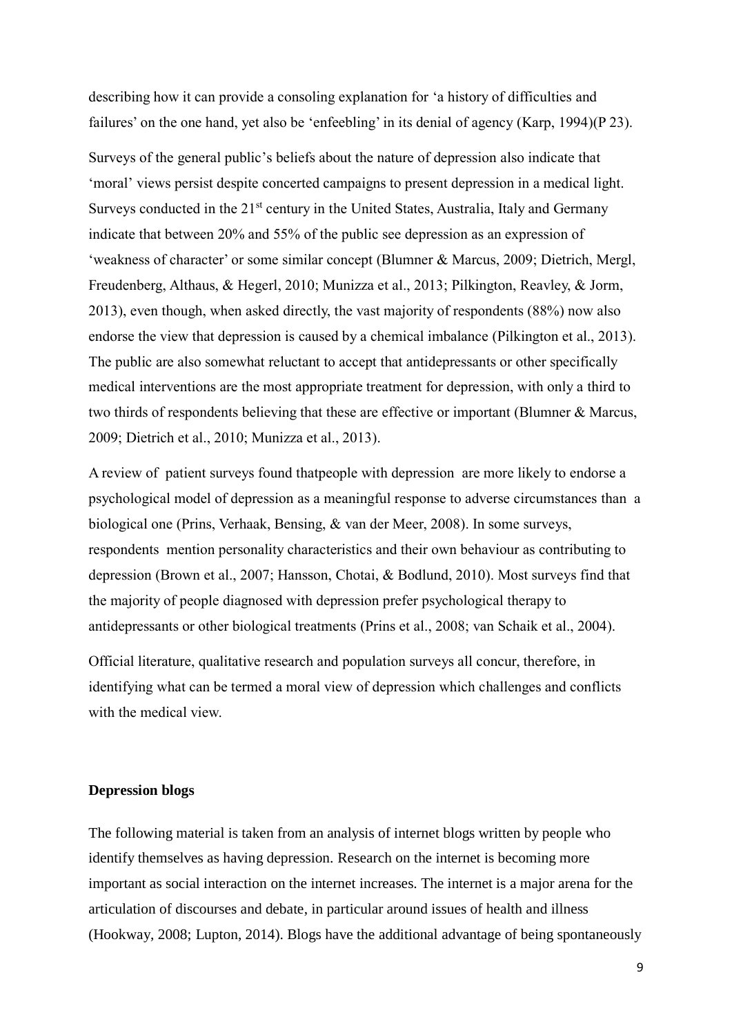describing how it can provide a consoling explanation for 'a history of difficulties and failures' on the one hand, yet also be 'enfeebling' in its denial of agency (Karp, 1994)(P 23).

Surveys of the general public's beliefs about the nature of depression also indicate that 'moral' views persist despite concerted campaigns to present depression in a medical light. Surveys conducted in the 21st century in the United States, Australia, Italy and Germany indicate that between 20% and 55% of the public see depression as an expression of 'weakness of character' or some similar concept (Blumner & Marcus, 2009; Dietrich, Mergl, Freudenberg, Althaus, & Hegerl, 2010; Munizza et al., 2013; Pilkington, Reavley, & Jorm, 2013), even though, when asked directly, the vast majority of respondents (88%) now also endorse the view that depression is caused by a chemical imbalance (Pilkington et al., 2013). The public are also somewhat reluctant to accept that antidepressants or other specifically medical interventions are the most appropriate treatment for depression, with only a third to two thirds of respondents believing that these are effective or important (Blumner & Marcus, 2009; Dietrich et al., 2010; Munizza et al., 2013).

A review of patient surveys found thatpeople with depression are more likely to endorse a psychological model of depression as a meaningful response to adverse circumstances than a biological one (Prins, Verhaak, Bensing, & van der Meer, 2008). In some surveys, respondents mention personality characteristics and their own behaviour as contributing to depression (Brown et al., 2007; Hansson, Chotai, & Bodlund, 2010). Most surveys find that the majority of people diagnosed with depression prefer psychological therapy to antidepressants or other biological treatments (Prins et al., 2008; van Schaik et al., 2004).

Official literature, qualitative research and population surveys all concur, therefore, in identifying what can be termed a moral view of depression which challenges and conflicts with the medical view.

**Depression blogs**

The following material is taken from an analysis of internet blogs written by people who identify themselves as having depression. Research on the internet is becoming more important as social interaction on the internet increases. The internet is a major arena for the articulation of discourses and debate, in particular around issues of health and illness (Hookway, 2008; Lupton, 2014). Blogs have the additional advantage of being spontaneously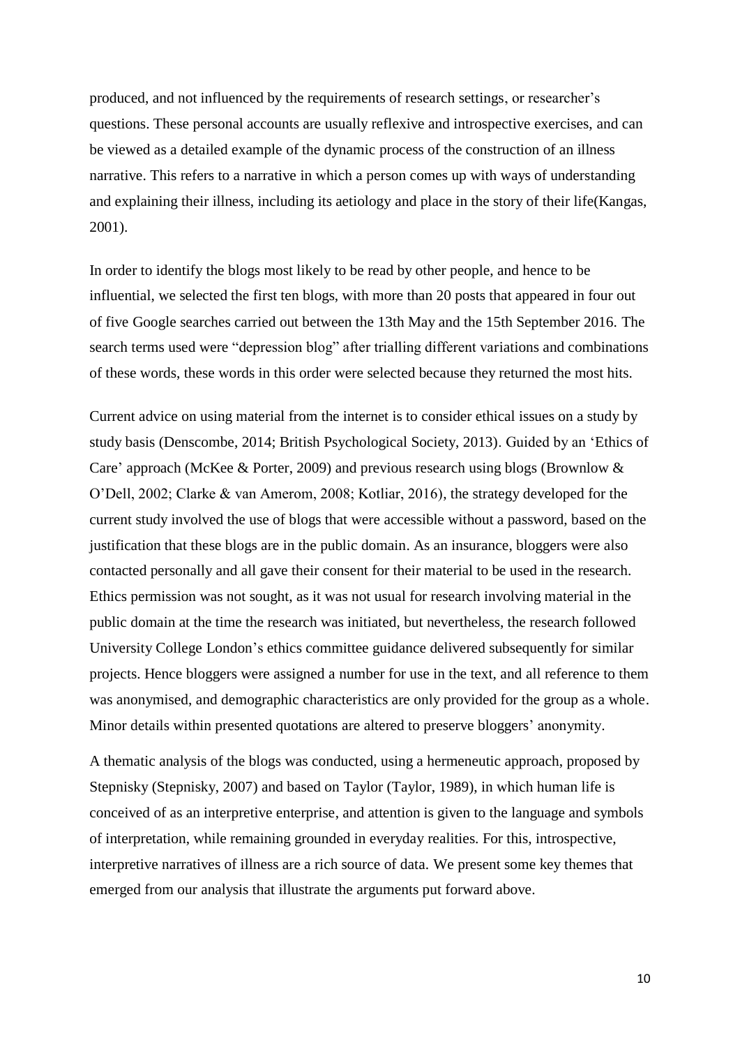produced, and not influenced by the requirements of research settings, or researcher's questions. These personal accounts are usually reflexive and introspective exercises, and can be viewed as a detailed example of the dynamic process of the construction of an illness narrative. This refers to a narrative in which a person comes up with ways of understanding and explaining their illness, including its aetiology and place in the story of their life(Kangas, 2001).

In order to identify the blogs most likely to be read by other people, and hence to be influential, we selected the first ten blogs, with more than 20 posts that appeared in four out of five Google searches carried out between the 13th May and the 15th September 2016. The search terms used were "depression blog" after trialling different variations and combinations of these words, these words in this order were selected because they returned the most hits.

Current advice on using material from the internet is to consider ethical issues on a study by study basis (Denscombe, 2014; British Psychological Society, 2013). Guided by an 'Ethics of Care' approach (McKee & Porter, 2009) and previous research using blogs (Brownlow & O'Dell, 2002; Clarke & van Amerom, 2008; Kotliar, 2016), the strategy developed for the current study involved the use of blogs that were accessible without a password, based on the justification that these blogs are in the public domain. As an insurance, bloggers were also contacted personally and all gave their consent for their material to be used in the research. Ethics permission was not sought, as it was not usual for research involving material in the public domain at the time the research was initiated, but nevertheless, the research followed University College London's ethics committee guidance delivered subsequently for similar projects. Hence bloggers were assigned a number for use in the text, and all reference to them was anonymised, and demographic characteristics are only provided for the group as a whole. Minor details within presented quotations are altered to preserve bloggers' anonymity.

A thematic analysis of the blogs was conducted, using a hermeneutic approach, proposed by Stepnisky (Stepnisky, 2007) and based on Taylor (Taylor, 1989), in which human life is conceived of as an interpretive enterprise, and attention is given to the language and symbols of interpretation, while remaining grounded in everyday realities. For this, introspective, interpretive narratives of illness are a rich source of data. We present some key themes that emerged from our analysis that illustrate the arguments put forward above.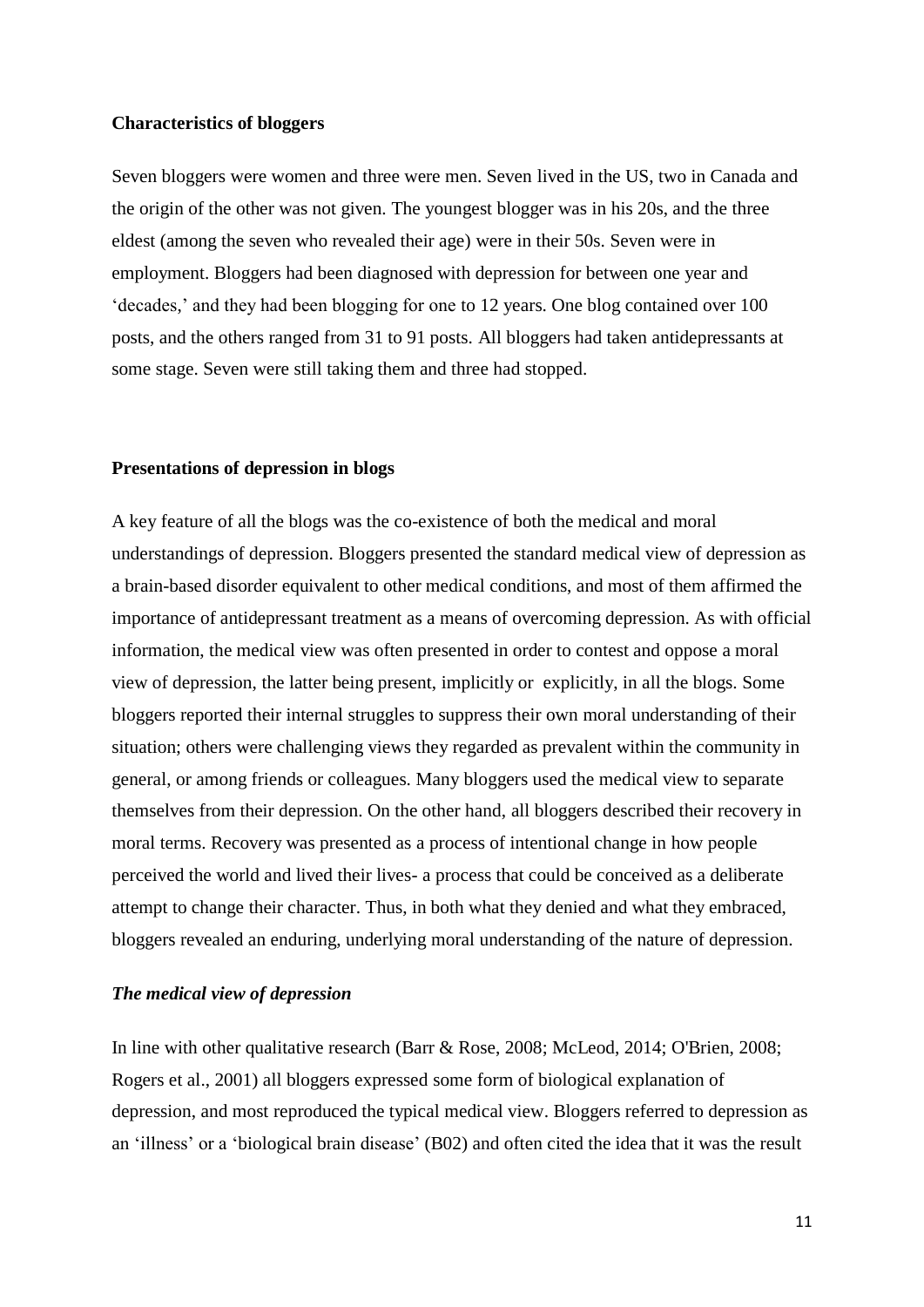**Characteristics of bloggers**

Seven bloggers were women and three were men. Seven lived in the US, two in Canada and the origin of the other was not given. The youngest blogger was in his 20s, and the three eldest (among the seven who revealed their age) were in their 50s. Seven were in employment. Bloggers had been diagnosed with depression for between one year and 'decades,' and they had been blogging for one to 12 years. One blog contained over 100 posts, and the others ranged from 31 to 91 posts. All bloggers had taken antidepressants at some stage. Seven were still taking them and three had stopped.

**Presentations of depression in blogs**

A key feature of all the blogs was the co-existence of both the medical and moral understandings of depression. Bloggers presented the standard medical view of depression as a brain-based disorder equivalent to other medical conditions, and most of them affirmed the importance of antidepressant treatment as a means of overcoming depression. As with official information, the medical view was often presented in order to contest and oppose a moral view of depression, the latter being present, implicitly or explicitly, in all the blogs. Some bloggers reported their internal struggles to suppress their own moral understanding of their situation; others were challenging views they regarded as prevalent within the community in general, or among friends or colleagues. Many bloggers used the medical view to separate themselves from their depression. On the other hand, all bloggers described their recovery in moral terms. Recovery was presented as a process of intentional change in how people perceived the world and lived their lives- a process that could be conceived as a deliberate attempt to change their character. Thus, in both what they denied and what they embraced, bloggers revealed an enduring, underlying moral understanding of the nature of depression.

***The medical view of depression***

In line with other qualitative research (Barr & Rose, 2008; McLeod, 2014; O'Brien, 2008; Rogers et al., 2001) all bloggers expressed some form of biological explanation of depression, and most reproduced the typical medical view. Bloggers referred to depression as an 'illness' or a 'biological brain disease' (B02) and often cited the idea that it was the result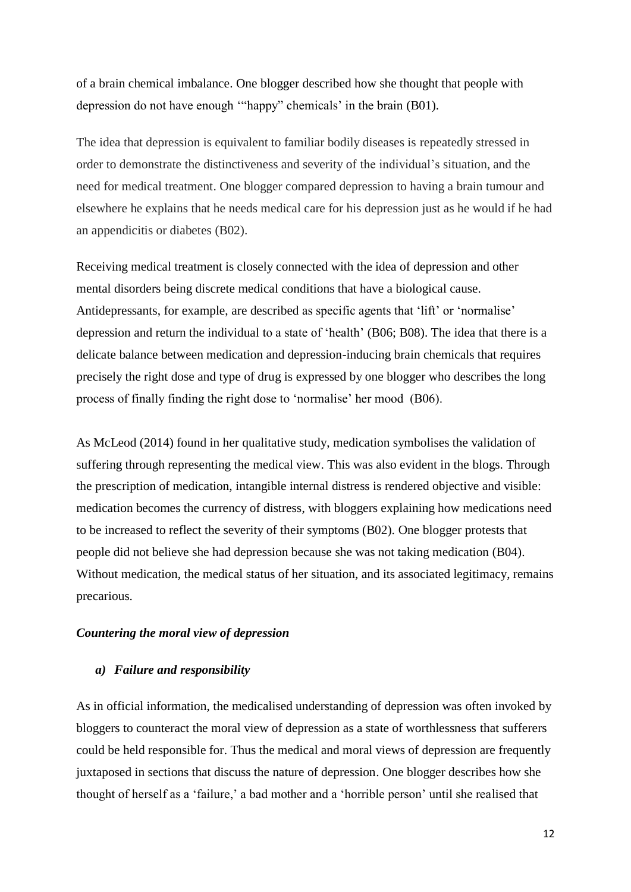of a brain chemical imbalance. One blogger described how she thought that people with depression do not have enough '"happy" chemicals' in the brain (B01).

The idea that depression is equivalent to familiar bodily diseases is repeatedly stressed in order to demonstrate the distinctiveness and severity of the individual's situation, and the need for medical treatment. One blogger compared depression to having a brain tumour and elsewhere he explains that he needs medical care for his depression just as he would if he had an appendicitis or diabetes (B02).

Receiving medical treatment is closely connected with the idea of depression and other mental disorders being discrete medical conditions that have a biological cause. Antidepressants, for example, are described as specific agents that 'lift' or 'normalise' depression and return the individual to a state of 'health' (B06; B08). The idea that there is a delicate balance between medication and depression-inducing brain chemicals that requires precisely the right dose and type of drug is expressed by one blogger who describes the long process of finally finding the right dose to 'normalise' her mood (B06).

As McLeod (2014) found in her qualitative study, medication symbolises the validation of suffering through representing the medical view. This was also evident in the blogs. Through the prescription of medication, intangible internal distress is rendered objective and visible: medication becomes the currency of distress, with bloggers explaining how medications need to be increased to reflect the severity of their symptoms (B02). One blogger protests that people did not believe she had depression because she was not taking medication (B04). Without medication, the medical status of her situation, and its associated legitimacy, remains precarious.

***Countering the moral view of depression***

***a) Failure and responsibility***

As in official information, the medicalised understanding of depression was often invoked by bloggers to counteract the moral view of depression as a state of worthlessness that sufferers could be held responsible for. Thus the medical and moral views of depression are frequently juxtaposed in sections that discuss the nature of depression. One blogger describes how she thought of herself as a 'failure,' a bad mother and a 'horrible person' until she realised that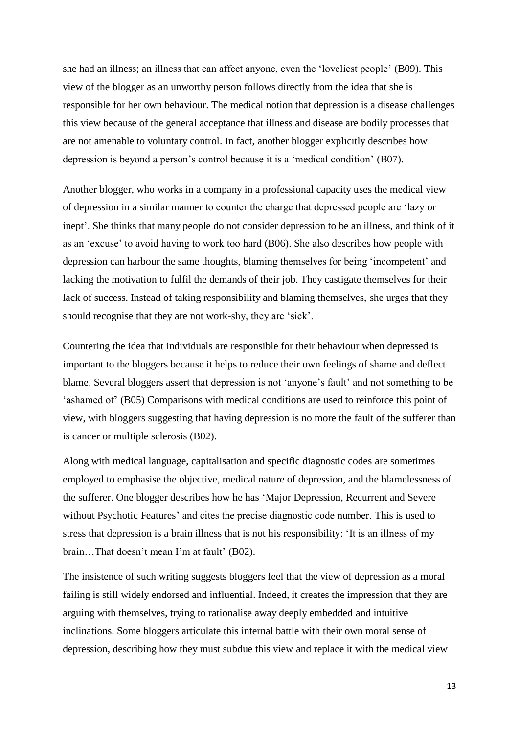she had an illness; an illness that can affect anyone, even the 'loveliest people' (B09). This view of the blogger as an unworthy person follows directly from the idea that she is responsible for her own behaviour. The medical notion that depression is a disease challenges this view because of the general acceptance that illness and disease are bodily processes that are not amenable to voluntary control. In fact, another blogger explicitly describes how depression is beyond a person's control because it is a 'medical condition' (B07).

Another blogger, who works in a company in a professional capacity uses the medical view of depression in a similar manner to counter the charge that depressed people are 'lazy or inept'. She thinks that many people do not consider depression to be an illness, and think of it as an 'excuse' to avoid having to work too hard (B06). She also describes how people with depression can harbour the same thoughts, blaming themselves for being 'incompetent' and lacking the motivation to fulfil the demands of their job. They castigate themselves for their lack of success. Instead of taking responsibility and blaming themselves, she urges that they should recognise that they are not work-shy, they are 'sick'.

Countering the idea that individuals are responsible for their behaviour when depressed is important to the bloggers because it helps to reduce their own feelings of shame and deflect blame. Several bloggers assert that depression is not 'anyone's fault' and not something to be 'ashamed of' (B05) Comparisons with medical conditions are used to reinforce this point of view, with bloggers suggesting that having depression is no more the fault of the sufferer than is cancer or multiple sclerosis (B02).

Along with medical language, capitalisation and specific diagnostic codes are sometimes employed to emphasise the objective, medical nature of depression, and the blamelessness of the sufferer. One blogger describes how he has 'Major Depression, Recurrent and Severe without Psychotic Features' and cites the precise diagnostic code number. This is used to stress that depression is a brain illness that is not his responsibility: 'It is an illness of my brain…That doesn't mean I'm at fault' (B02).

The insistence of such writing suggests bloggers feel that the view of depression as a moral failing is still widely endorsed and influential. Indeed, it creates the impression that they are arguing with themselves, trying to rationalise away deeply embedded and intuitive inclinations. Some bloggers articulate this internal battle with their own moral sense of depression, describing how they must subdue this view and replace it with the medical view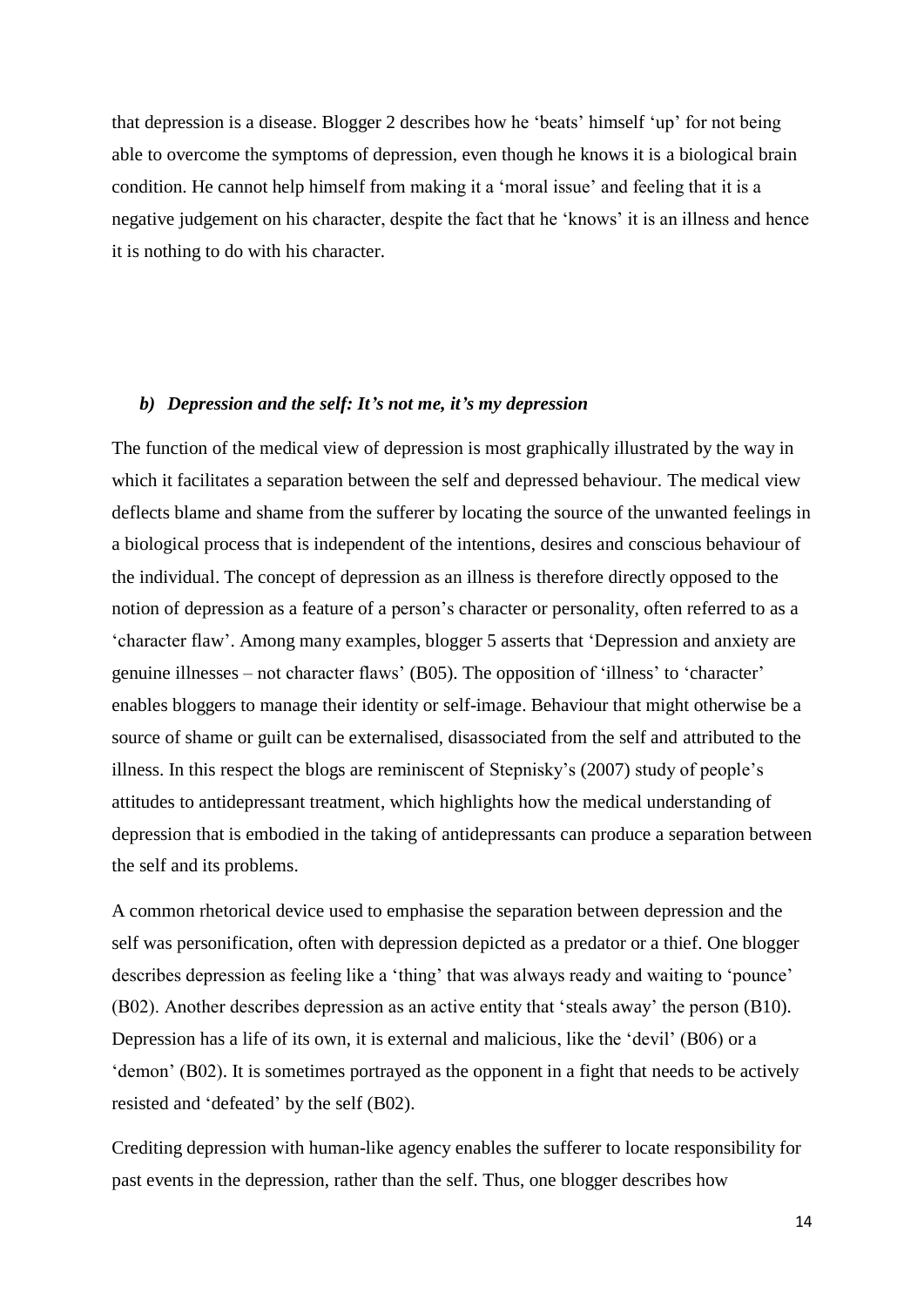that depression is a disease. Blogger 2 describes how he 'beats' himself 'up' for not being able to overcome the symptoms of depression, even though he knows it is a biological brain condition. He cannot help himself from making it a 'moral issue' and feeling that it is a negative judgement on his character, despite the fact that he 'knows' it is an illness and hence it is nothing to do with his character.

### *b) Depression and the self: It's not me, it's my depression*

The function of the medical view of depression is most graphically illustrated by the way in which it facilitates a separation between the self and depressed behaviour. The medical view deflects blame and shame from the sufferer by locating the source of the unwanted feelings in a biological process that is independent of the intentions, desires and conscious behaviour of the individual. The concept of depression as an illness is therefore directly opposed to the notion of depression as a feature of a person's character or personality, often referred to as a 'character flaw'. Among many examples, blogger 5 asserts that 'Depression and anxiety are genuine illnesses – not character flaws' (B05). The opposition of 'illness' to 'character' enables bloggers to manage their identity or self-image. Behaviour that might otherwise be a source of shame or guilt can be externalised, disassociated from the self and attributed to the illness. In this respect the blogs are reminiscent of Stepnisky's (2007) study of people's attitudes to antidepressant treatment, which highlights how the medical understanding of depression that is embodied in the taking of antidepressants can produce a separation between the self and its problems.

A common rhetorical device used to emphasise the separation between depression and the self was personification, often with depression depicted as a predator or a thief. One blogger describes depression as feeling like a 'thing' that was always ready and waiting to 'pounce' (B02). Another describes depression as an active entity that 'steals away' the person (B10). Depression has a life of its own, it is external and malicious, like the 'devil' (B06) or a 'demon' (B02). It is sometimes portrayed as the opponent in a fight that needs to be actively resisted and 'defeated' by the self (B02).

Crediting depression with human-like agency enables the sufferer to locate responsibility for past events in the depression, rather than the self. Thus, one blogger describes how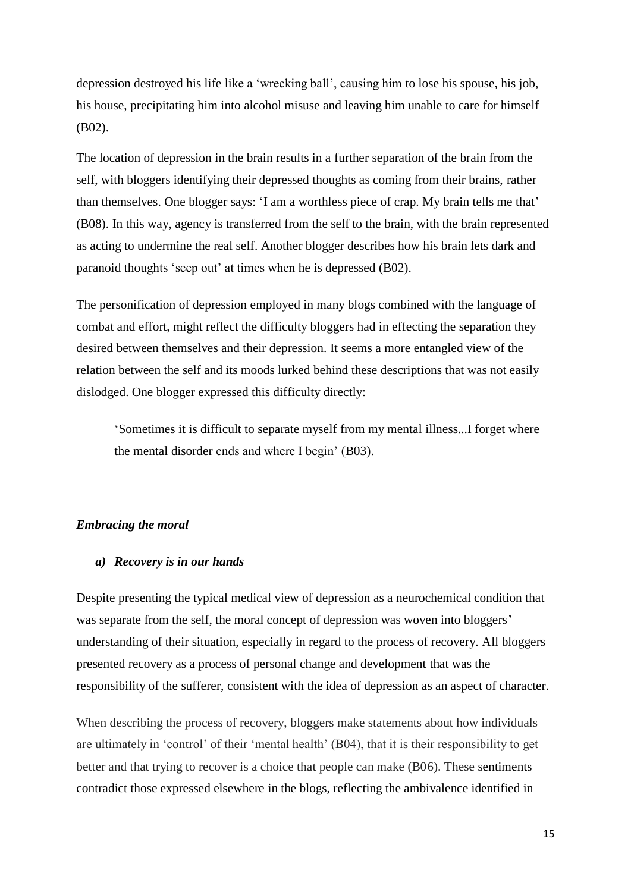depression destroyed his life like a 'wrecking ball', causing him to lose his spouse, his job, his house, precipitating him into alcohol misuse and leaving him unable to care for himself (B02).

The location of depression in the brain results in a further separation of the brain from the self, with bloggers identifying their depressed thoughts as coming from their brains, rather than themselves. One blogger says: 'I am a worthless piece of crap. My brain tells me that' (B08). In this way, agency is transferred from the self to the brain, with the brain represented as acting to undermine the real self. Another blogger describes how his brain lets dark and paranoid thoughts 'seep out' at times when he is depressed (B02).

The personification of depression employed in many blogs combined with the language of combat and effort, might reflect the difficulty bloggers had in effecting the separation they desired between themselves and their depression. It seems a more entangled view of the relation between the self and its moods lurked behind these descriptions that was not easily dislodged. One blogger expressed this difficulty directly:

> 'Sometimes it is difficult to separate myself from my mental illness...I forget where the mental disorder ends and where I begin' (B03).

***Embracing the moral***

***a) Recovery is in our hands***

Despite presenting the typical medical view of depression as a neurochemical condition that was separate from the self, the moral concept of depression was woven into bloggers' understanding of their situation, especially in regard to the process of recovery. All bloggers presented recovery as a process of personal change and development that was the responsibility of the sufferer, consistent with the idea of depression as an aspect of character.

When describing the process of recovery, bloggers make statements about how individuals are ultimately in 'control' of their 'mental health' (B04), that it is their responsibility to get better and that trying to recover is a choice that people can make (B06). These sentiments contradict those expressed elsewhere in the blogs, reflecting the ambivalence identified in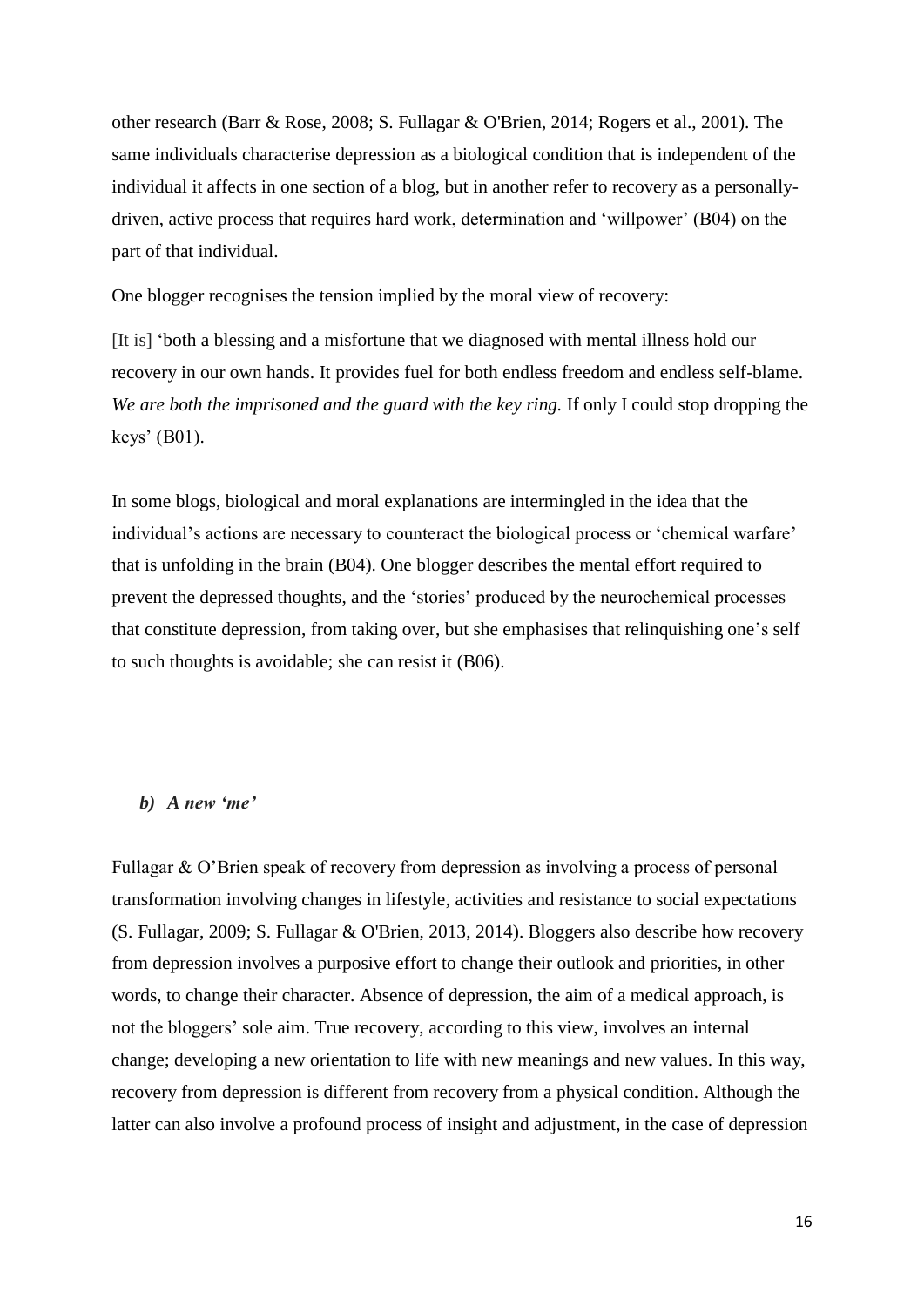other research (Barr & Rose, 2008; S. Fullagar & O'Brien, 2014; Rogers et al., 2001). The same individuals characterise depression as a biological condition that is independent of the individual it affects in one section of a blog, but in another refer to recovery as a personally-driven, active process that requires hard work, determination and 'willpower' (B04) on the part of that individual.

One blogger recognises the tension implied by the moral view of recovery:

[It is] 'both a blessing and a misfortune that we diagnosed with mental illness hold our recovery in our own hands. It provides fuel for both endless freedom and endless self-blame. *We are both the imprisoned and the guard with the key ring.* If only I could stop dropping the keys' (B01).

In some blogs, biological and moral explanations are intermingled in the idea that the individual's actions are necessary to counteract the biological process or 'chemical warfare' that is unfolding in the brain (B04). One blogger describes the mental effort required to prevent the depressed thoughts, and the 'stories' produced by the neurochemical processes that constitute depression, from taking over, but she emphasises that relinquishing one's self to such thoughts is avoidable; she can resist it (B06).

### *b) A new 'me'*

Fullagar & O'Brien speak of recovery from depression as involving a process of personal transformation involving changes in lifestyle, activities and resistance to social expectations (S. Fullagar, 2009; S. Fullagar & O'Brien, 2013, 2014). Bloggers also describe how recovery from depression involves a purposive effort to change their outlook and priorities, in other words, to change their character. Absence of depression, the aim of a medical approach, is not the bloggers' sole aim. True recovery, according to this view, involves an internal change; developing a new orientation to life with new meanings and new values. In this way, recovery from depression is different from recovery from a physical condition. Although the latter can also involve a profound process of insight and adjustment, in the case of depression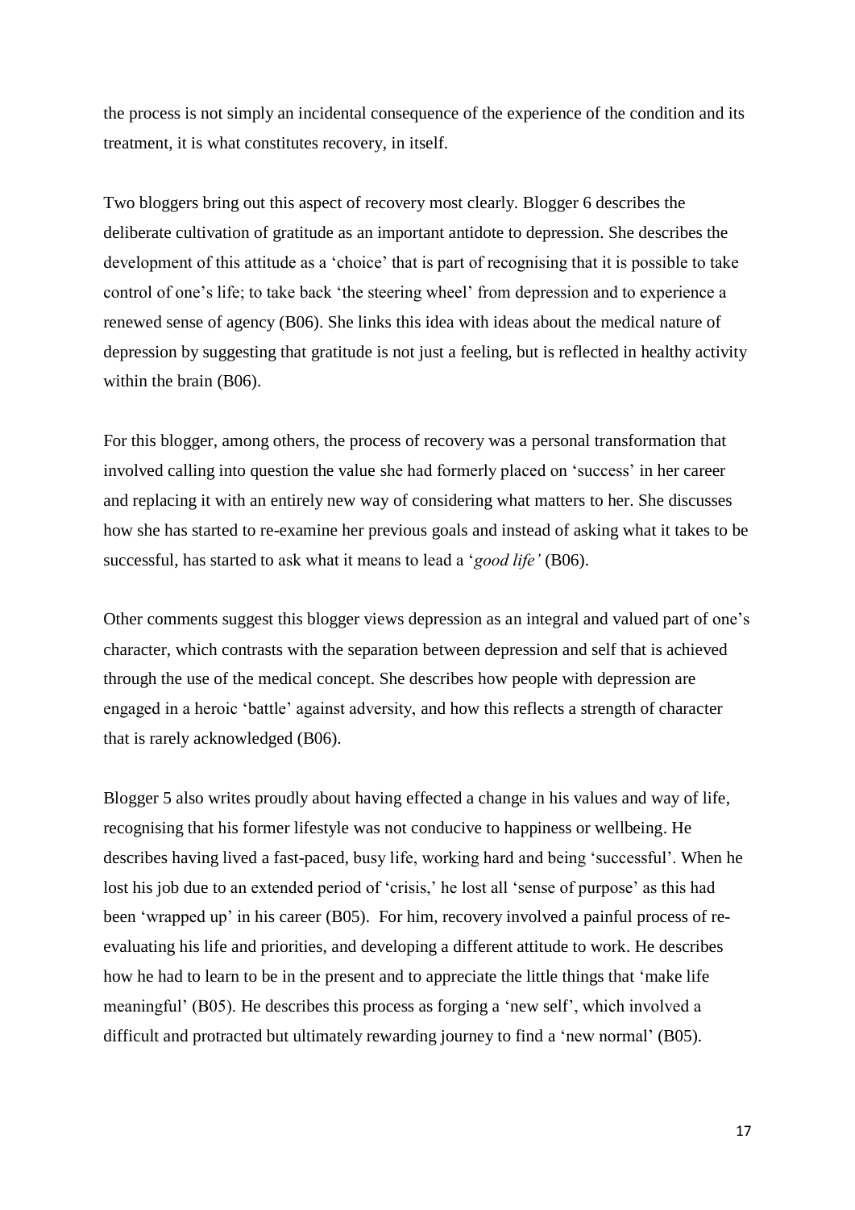the process is not simply an incidental consequence of the experience of the condition and its treatment, it is what constitutes recovery, in itself.

Two bloggers bring out this aspect of recovery most clearly. Blogger 6 describes the deliberate cultivation of gratitude as an important antidote to depression. She describes the development of this attitude as a 'choice' that is part of recognising that it is possible to take control of one's life; to take back 'the steering wheel' from depression and to experience a renewed sense of agency (B06). She links this idea with ideas about the medical nature of depression by suggesting that gratitude is not just a feeling, but is reflected in healthy activity within the brain (B06).

For this blogger, among others, the process of recovery was a personal transformation that involved calling into question the value she had formerly placed on 'success' in her career and replacing it with an entirely new way of considering what matters to her. She discusses how she has started to re-examine her previous goals and instead of asking what it takes to be successful, has started to ask what it means to lead a '*good life'* (B06).

Other comments suggest this blogger views depression as an integral and valued part of one's character, which contrasts with the separation between depression and self that is achieved through the use of the medical concept. She describes how people with depression are engaged in a heroic 'battle' against adversity, and how this reflects a strength of character that is rarely acknowledged (B06).

Blogger 5 also writes proudly about having effected a change in his values and way of life, recognising that his former lifestyle was not conducive to happiness or wellbeing. He describes having lived a fast-paced, busy life, working hard and being 'successful'. When he lost his job due to an extended period of 'crisis,' he lost all 'sense of purpose' as this had been 'wrapped up' in his career (B05). For him, recovery involved a painful process of re-evaluating his life and priorities, and developing a different attitude to work. He describes how he had to learn to be in the present and to appreciate the little things that 'make life meaningful' (B05). He describes this process as forging a 'new self', which involved a difficult and protracted but ultimately rewarding journey to find a 'new normal' (B05).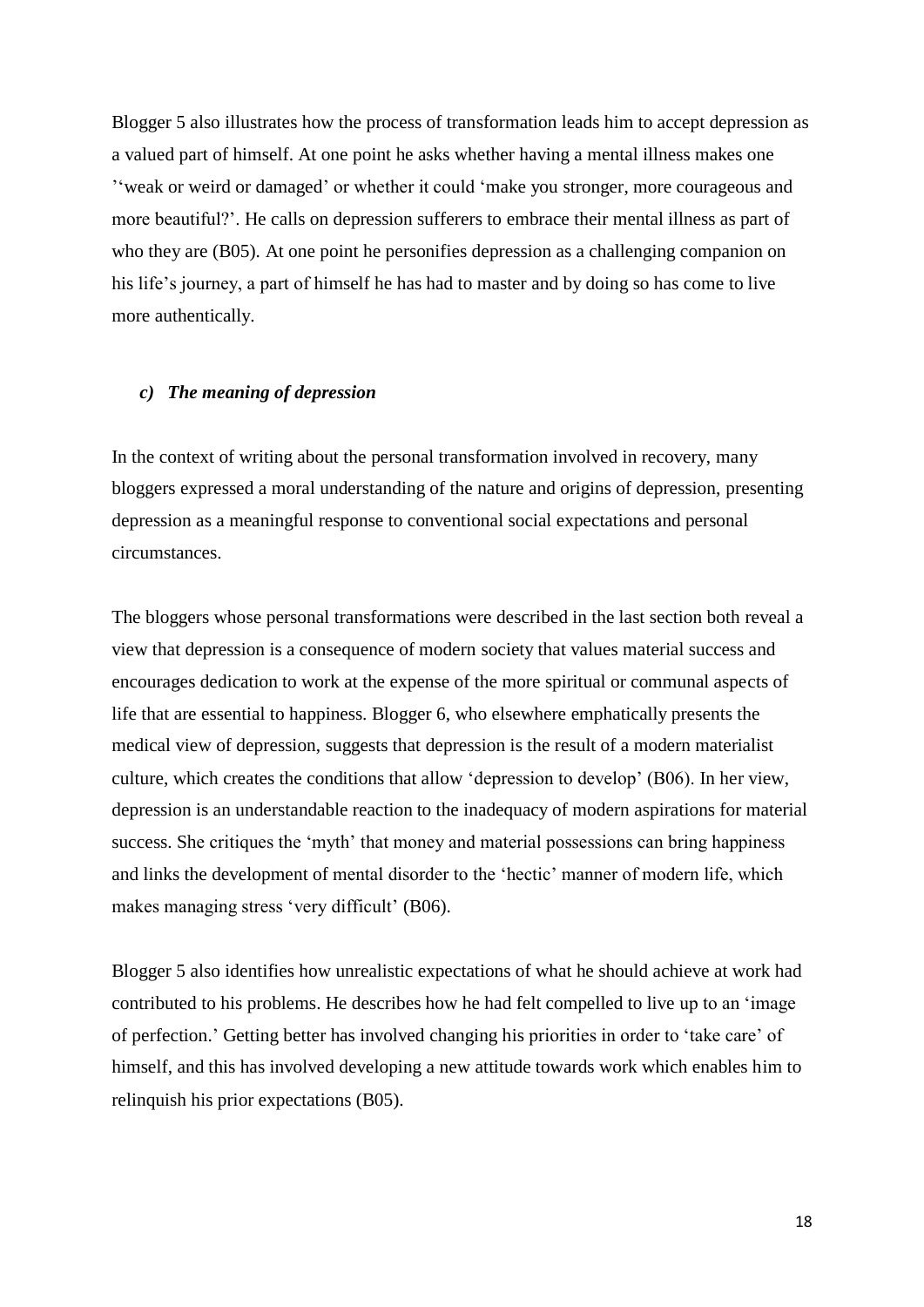Blogger 5 also illustrates how the process of transformation leads him to accept depression as a valued part of himself. At one point he asks whether having a mental illness makes one ''weak or weird or damaged' or whether it could 'make you stronger, more courageous and more beautiful?'. He calls on depression sufferers to embrace their mental illness as part of who they are (B05). At one point he personifies depression as a challenging companion on his life's journey, a part of himself he has had to master and by doing so has come to live more authentically.

***c) The meaning of depression***

In the context of writing about the personal transformation involved in recovery, many bloggers expressed a moral understanding of the nature and origins of depression, presenting depression as a meaningful response to conventional social expectations and personal circumstances.

The bloggers whose personal transformations were described in the last section both reveal a view that depression is a consequence of modern society that values material success and encourages dedication to work at the expense of the more spiritual or communal aspects of life that are essential to happiness. Blogger 6, who elsewhere emphatically presents the medical view of depression, suggests that depression is the result of a modern materialist culture, which creates the conditions that allow 'depression to develop' (B06). In her view, depression is an understandable reaction to the inadequacy of modern aspirations for material success. She critiques the 'myth' that money and material possessions can bring happiness and links the development of mental disorder to the 'hectic' manner of modern life, which makes managing stress 'very difficult' (B06).

Blogger 5 also identifies how unrealistic expectations of what he should achieve at work had contributed to his problems. He describes how he had felt compelled to live up to an 'image of perfection.' Getting better has involved changing his priorities in order to 'take care' of himself, and this has involved developing a new attitude towards work which enables him to relinquish his prior expectations (B05).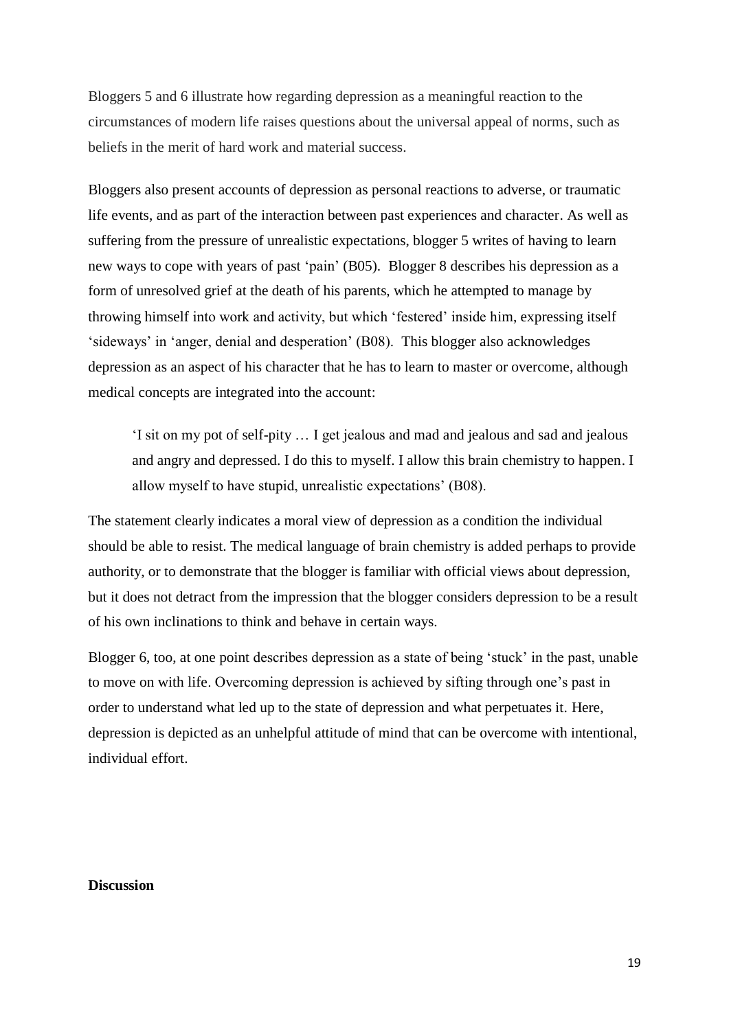Bloggers 5 and 6 illustrate how regarding depression as a meaningful reaction to the circumstances of modern life raises questions about the universal appeal of norms, such as beliefs in the merit of hard work and material success.

Bloggers also present accounts of depression as personal reactions to adverse, or traumatic life events, and as part of the interaction between past experiences and character. As well as suffering from the pressure of unrealistic expectations, blogger 5 writes of having to learn new ways to cope with years of past 'pain' (B05). Blogger 8 describes his depression as a form of unresolved grief at the death of his parents, which he attempted to manage by throwing himself into work and activity, but which 'festered' inside him, expressing itself 'sideways' in 'anger, denial and desperation' (B08). This blogger also acknowledges depression as an aspect of his character that he has to learn to master or overcome, although medical concepts are integrated into the account:

> 'I sit on my pot of self-pity … I get jealous and mad and jealous and sad and jealous and angry and depressed. I do this to myself. I allow this brain chemistry to happen. I allow myself to have stupid, unrealistic expectations' (B08).

The statement clearly indicates a moral view of depression as a condition the individual should be able to resist. The medical language of brain chemistry is added perhaps to provide authority, or to demonstrate that the blogger is familiar with official views about depression, but it does not detract from the impression that the blogger considers depression to be a result of his own inclinations to think and behave in certain ways.

Blogger 6, too, at one point describes depression as a state of being 'stuck' in the past, unable to move on with life. Overcoming depression is achieved by sifting through one's past in order to understand what led up to the state of depression and what perpetuates it. Here, depression is depicted as an unhelpful attitude of mind that can be overcome with intentional, individual effort.

## Discussion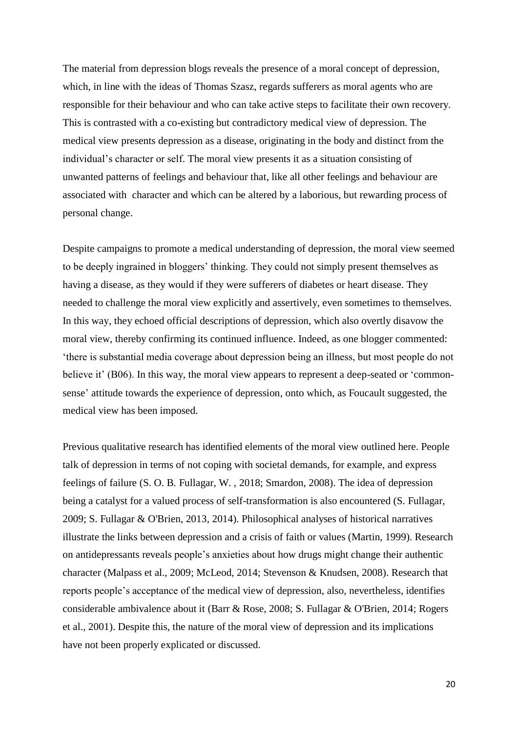The material from depression blogs reveals the presence of a moral concept of depression, which, in line with the ideas of Thomas Szasz, regards sufferers as moral agents who are responsible for their behaviour and who can take active steps to facilitate their own recovery. This is contrasted with a co-existing but contradictory medical view of depression. The medical view presents depression as a disease, originating in the body and distinct from the individual's character or self. The moral view presents it as a situation consisting of unwanted patterns of feelings and behaviour that, like all other feelings and behaviour are associated with  character and which can be altered by a laborious, but rewarding process of personal change.

Despite campaigns to promote a medical understanding of depression, the moral view seemed to be deeply ingrained in bloggers' thinking. They could not simply present themselves as having a disease, as they would if they were sufferers of diabetes or heart disease. They needed to challenge the moral view explicitly and assertively, even sometimes to themselves. In this way, they echoed official descriptions of depression, which also overtly disavow the moral view, thereby confirming its continued influence. Indeed, as one blogger commented: 'there is substantial media coverage about depression being an illness, but most people do not believe it' (B06). In this way, the moral view appears to represent a deep-seated or 'common-sense' attitude towards the experience of depression, onto which, as Foucault suggested, the medical view has been imposed.

Previous qualitative research has identified elements of the moral view outlined here. People talk of depression in terms of not coping with societal demands, for example, and express feelings of failure (S. O. B. Fullagar, W. , 2018; Smardon, 2008). The idea of depression being a catalyst for a valued process of self-transformation is also encountered (S. Fullagar, 2009; S. Fullagar & O'Brien, 2013, 2014). Philosophical analyses of historical narratives illustrate the links between depression and a crisis of faith or values (Martin, 1999). Research on antidepressants reveals people's anxieties about how drugs might change their authentic character (Malpass et al., 2009; McLeod, 2014; Stevenson & Knudsen, 2008). Research that reports people's acceptance of the medical view of depression, also, nevertheless, identifies considerable ambivalence about it (Barr & Rose, 2008; S. Fullagar & O'Brien, 2014; Rogers et al., 2001). Despite this, the nature of the moral view of depression and its implications have not been properly explicated or discussed.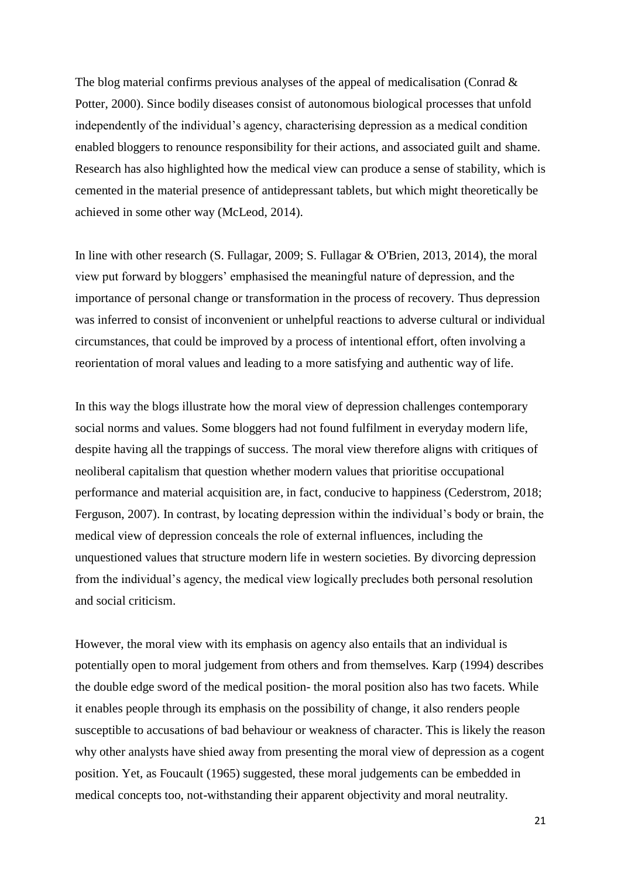The blog material confirms previous analyses of the appeal of medicalisation (Conrad & Potter, 2000). Since bodily diseases consist of autonomous biological processes that unfold independently of the individual's agency, characterising depression as a medical condition enabled bloggers to renounce responsibility for their actions, and associated guilt and shame. Research has also highlighted how the medical view can produce a sense of stability, which is cemented in the material presence of antidepressant tablets, but which might theoretically be achieved in some other way (McLeod, 2014).

In line with other research (S. Fullagar, 2009; S. Fullagar & O'Brien, 2013, 2014), the moral view put forward by bloggers' emphasised the meaningful nature of depression, and the importance of personal change or transformation in the process of recovery. Thus depression was inferred to consist of inconvenient or unhelpful reactions to adverse cultural or individual circumstances, that could be improved by a process of intentional effort, often involving a reorientation of moral values and leading to a more satisfying and authentic way of life.

In this way the blogs illustrate how the moral view of depression challenges contemporary social norms and values. Some bloggers had not found fulfilment in everyday modern life, despite having all the trappings of success. The moral view therefore aligns with critiques of neoliberal capitalism that question whether modern values that prioritise occupational performance and material acquisition are, in fact, conducive to happiness (Cederstrom, 2018; Ferguson, 2007). In contrast, by locating depression within the individual's body or brain, the medical view of depression conceals the role of external influences, including the unquestioned values that structure modern life in western societies. By divorcing depression from the individual's agency, the medical view logically precludes both personal resolution and social criticism.

However, the moral view with its emphasis on agency also entails that an individual is potentially open to moral judgement from others and from themselves. Karp (1994) describes the double edge sword of the medical position- the moral position also has two facets. While it enables people through its emphasis on the possibility of change, it also renders people susceptible to accusations of bad behaviour or weakness of character. This is likely the reason why other analysts have shied away from presenting the moral view of depression as a cogent position. Yet, as Foucault (1965) suggested, these moral judgements can be embedded in medical concepts too, not-withstanding their apparent objectivity and moral neutrality.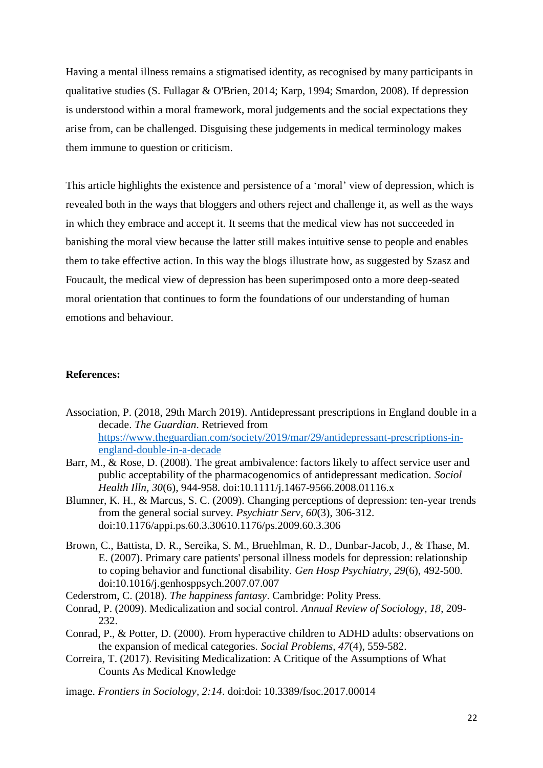Having a mental illness remains a stigmatised identity, as recognised by many participants in qualitative studies (S. Fullagar & O'Brien, 2014; Karp, 1994; Smardon, 2008). If depression is understood within a moral framework, moral judgements and the social expectations they arise from, can be challenged. Disguising these judgements in medical terminology makes them immune to question or criticism.

This article highlights the existence and persistence of a 'moral' view of depression, which is revealed both in the ways that bloggers and others reject and challenge it, as well as the ways in which they embrace and accept it. It seems that the medical view has not succeeded in banishing the moral view because the latter still makes intuitive sense to people and enables them to take effective action. In this way the blogs illustrate how, as suggested by Szasz and Foucault, the medical view of depression has been superimposed onto a more deep-seated moral orientation that continues to form the foundations of our understanding of human emotions and behaviour.

**References:**

Association, P. (2018, 29th March 2019). Antidepressant prescriptions in England double in a decade. *The Guardian*. Retrieved from https://www.theguardian.com/society/2019/mar/29/antidepressant-prescriptions-in-england-double-in-a-decade

Barr, M., & Rose, D. (2008). The great ambivalence: factors likely to affect service user and public acceptability of the pharmacogenomics of antidepressant medication. *Sociol Health Illn, 30*(6), 944-958. doi:10.1111/j.1467-9566.2008.01116.x

Blumner, K. H., & Marcus, S. C. (2009). Changing perceptions of depression: ten-year trends from the general social survey. *Psychiatr Serv, 60*(3), 306-312. doi:10.1176/appi.ps.60.3.30610.1176/ps.2009.60.3.306

Brown, C., Battista, D. R., Sereika, S. M., Bruehlman, R. D., Dunbar-Jacob, J., & Thase, M. E. (2007). Primary care patients' personal illness models for depression: relationship to coping behavior and functional disability. *Gen Hosp Psychiatry, 29*(6), 492-500. doi:10.1016/j.genhosppsych.2007.07.007

Cederstrom, C. (2018). *The happiness fantasy*. Cambridge: Polity Press.

Conrad, P. (2009). Medicalization and social control. *Annual Review of Sociology, 18*, 209-232.

Conrad, P., & Potter, D. (2000). From hyperactive children to ADHD adults: observations on the expansion of medical categories. *Social Problems, 47*(4), 559-582.

Correira, T. (2017). Revisiting Medicalization: A Critique of the Assumptions of What Counts As Medical Knowledge

image. *Frontiers in Sociology, 2:14*. doi:doi: 10.3389/fsoc.2017.00014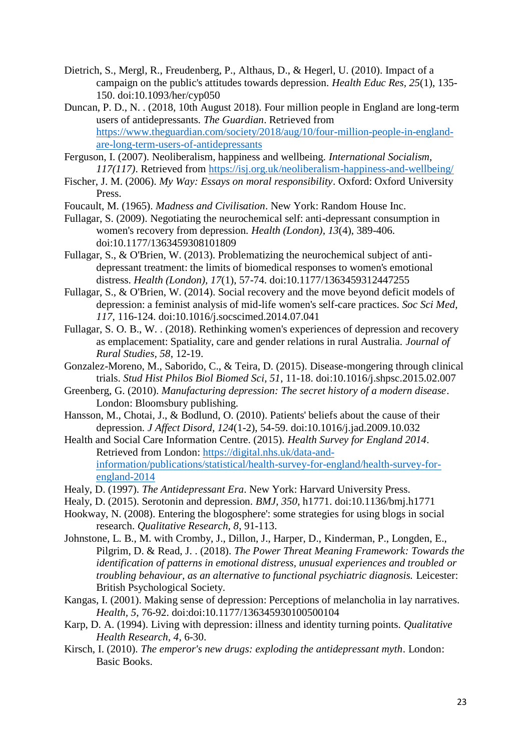Dietrich, S., Mergl, R., Freudenberg, P., Althaus, D., & Hegerl, U. (2010). Impact of a campaign on the public's attitudes towards depression. *Health Educ Res*, *25*(1), 135-150. doi:10.1093/her/cyp050

Duncan, P. D., N. . (2018, 10th August 2018). Four million people in England are long-term users of antidepressants. *The Guardian*. Retrieved from https://www.theguardian.com/society/2018/aug/10/four-million-people-in-england-are-long-term-users-of-antidepressants

Ferguson, I. (2007). Neoliberalism, happiness and wellbeing. *International Socialism, 117(117)*. Retrieved from https://isj.org.uk/neoliberalism-happiness-and-wellbeing/

Fischer, J. M. (2006). *My Way: Essays on moral responsibility*. Oxford: Oxford University Press.

Foucault, M. (1965). *Madness and Civilisation*. New York: Random House Inc.

Fullagar, S. (2009). Negotiating the neurochemical self: anti-depressant consumption in women's recovery from depression. *Health (London)*, *13*(4), 389-406. doi:10.1177/1363459308101809

Fullagar, S., & O'Brien, W. (2013). Problematizing the neurochemical subject of anti-depressant treatment: the limits of biomedical responses to women's emotional distress. *Health (London), 17*(1), 57-74. doi:10.1177/1363459312447255

Fullagar, S., & O'Brien, W. (2014). Social recovery and the move beyond deficit models of depression: a feminist analysis of mid-life women's self-care practices. *Soc Sci Med, 117*, 116-124. doi:10.1016/j.socscimed.2014.07.041

Fullagar, S. O. B., W. . (2018). Rethinking women's experiences of depression and recovery as emplacement: Spatiality, care and gender relations in rural Australia. *Journal of Rural Studies*, *58*, 12-19.

Gonzalez-Moreno, M., Saborido, C., & Teira, D. (2015). Disease-mongering through clinical trials. *Stud Hist Philos Biol Biomed Sci*, *51*, 11-18. doi:10.1016/j.shpsc.2015.02.007

Greenberg, G. (2010). *Manufacturing depression: The secret history of a modern disease*. London: Bloomsbury publishing.

Hansson, M., Chotai, J., & Bodlund, O. (2010). Patients' beliefs about the cause of their depression. *J Affect Disord*, *124*(1-2), 54-59. doi:10.1016/j.jad.2009.10.032

Health and Social Care Information Centre. (2015). *Health Survey for England 2014*. Retrieved from London: https://digital.nhs.uk/data-and-information/publications/statistical/health-survey-for-england/health-survey-for-england-2014

Healy, D. (1997). *The Antidepressant Era*. New York: Harvard University Press.

Healy, D. (2015). Serotonin and depression. *BMJ, 350,* h1771. doi:10.1136/bmj.h1771

Hookway, N. (2008). Entering the blogosphere': some strategies for using blogs in social research. *Qualitative Research*, *8*, 91-113.

Johnstone, L. B., M. with Cromby, J., Dillon, J., Harper, D., Kinderman, P., Longden, E., Pilgrim, D. & Read, J. . (2018). *The Power Threat Meaning Framework: Towards the identification of patterns in emotional distress, unusual experiences and troubled or troubling behaviour, as an alternative to functional psychiatric diagnosis.* Leicester: British Psychological Society.

Kangas, I. (2001). Making sense of depression: Perceptions of melancholia in lay narratives. *Health*, *5*, 76-92. doi:doi:10.1177/136345930100500104

Karp, D. A. (1994). Living with depression: illness and identity turning points. *Qualitative Health Research*, *4*, 6-30.

Kirsch, I. (2010). *The emperor's new drugs: exploding the antidepressant myth*. London: Basic Books.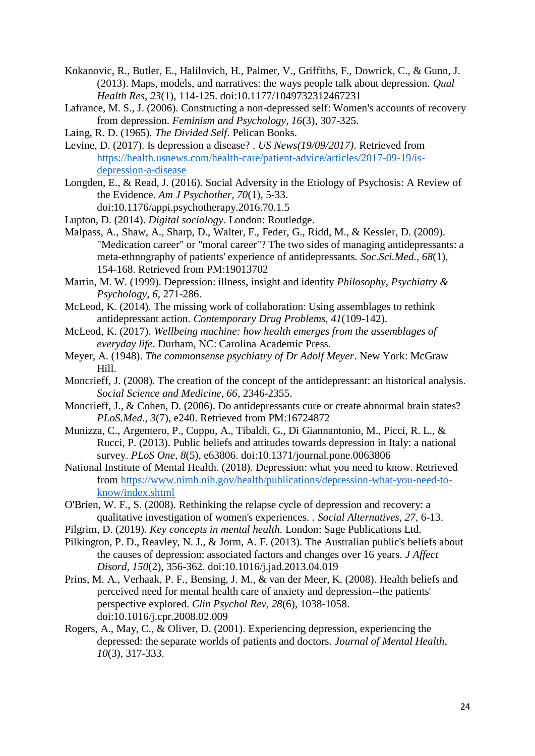Kokanovic, R., Butler, E., Halilovich, H., Palmer, V., Griffiths, F., Dowrick, C., & Gunn, J. (2013). Maps, models, and narratives: the ways people talk about depression. *Qual Health Res, 23*(1), 114-125. doi:10.1177/1049732312467231

Lafrance, M. S., J. (2006). Constructing a non-depressed self: Women's accounts of recovery from depression. *Feminism and Psychology, 16*(3), 307-325.

Laing, R. D. (1965). *The Divided Self*. Pelican Books.

Levine, D. (2017). Is depression a disease? . *US News(19/09/2017)*. Retrieved from https://health.usnews.com/health-care/patient-advice/articles/2017-09-19/is-depression-a-disease

Longden, E., & Read, J. (2016). Social Adversity in the Etiology of Psychosis: A Review of the Evidence. *Am J Psychother, 70*(1), 5-33. doi:10.1176/appi.psychotherapy.2016.70.1.5

Lupton, D. (2014). *Digital sociology*. London: Routledge.

Malpass, A., Shaw, A., Sharp, D., Walter, F., Feder, G., Ridd, M., & Kessler, D. (2009). "Medication career" or "moral career"? The two sides of managing antidepressants: a meta-ethnography of patients' experience of antidepressants. *Soc.Sci.Med., 68*(1), 154-168. Retrieved from PM:19013702

Martin, M. W. (1999). Depression: illness, insight and identity *Philosophy, Psychiatry & Psychology, 6*, 271-286.

McLeod, K. (2014). The missing work of collaboration: Using assemblages to rethink antidepressant action. *Contemporary Drug Problems, 41*(109-142).

McLeod, K. (2017). *Wellbeing machine: how health emerges from the assemblages of everyday life*. Durham, NC: Carolina Academic Press.

Meyer, A. (1948). *The commonsense psychiatry of Dr Adolf Meyer*. New York: McGraw Hill.

Moncrieff, J. (2008). The creation of the concept of the antidepressant: an historical analysis. *Social Science and Medicine, 66*, 2346-2355.

Moncrieff, J., & Cohen, D. (2006). Do antidepressants cure or create abnormal brain states? *PLoS.Med., 3*(7), e240. Retrieved from PM:16724872

Munizza, C., Argentero, P., Coppo, A., Tibaldi, G., Di Giannantonio, M., Picci, R. L., & Rucci, P. (2013). Public beliefs and attitudes towards depression in Italy: a national survey. *PLoS One, 8*(5), e63806. doi:10.1371/journal.pone.0063806

National Institute of Mental Health. (2018). Depression: what you need to know. Retrieved from https://www.nimh.nih.gov/health/publications/depression-what-you-need-to-know/index.shtml

O'Brien, W. F., S. (2008). Rethinking the relapse cycle of depression and recovery: a qualitative investigation of women's experiences. . *Social Alternatives, 27*, 6-13.

Pilgrim, D. (2019). *Key concepts in mental health.* London: Sage Publications Ltd.

Pilkington, P. D., Reavley, N. J., & Jorm, A. F. (2013). The Australian public's beliefs about the causes of depression: associated factors and changes over 16 years. *J Affect Disord, 150*(2), 356-362. doi:10.1016/j.jad.2013.04.019

Prins, M. A., Verhaak, P. F., Bensing, J. M., & van der Meer, K. (2008). Health beliefs and perceived need for mental health care of anxiety and depression--the patients' perspective explored. *Clin Psychol Rev, 28*(6), 1038-1058. doi:10.1016/j.cpr.2008.02.009

Rogers, A., May, C., & Oliver, D. (2001). Experiencing depression, experiencing the depressed: the separate worlds of patients and doctors. *Journal of Mental Health, 10*(3), 317-333.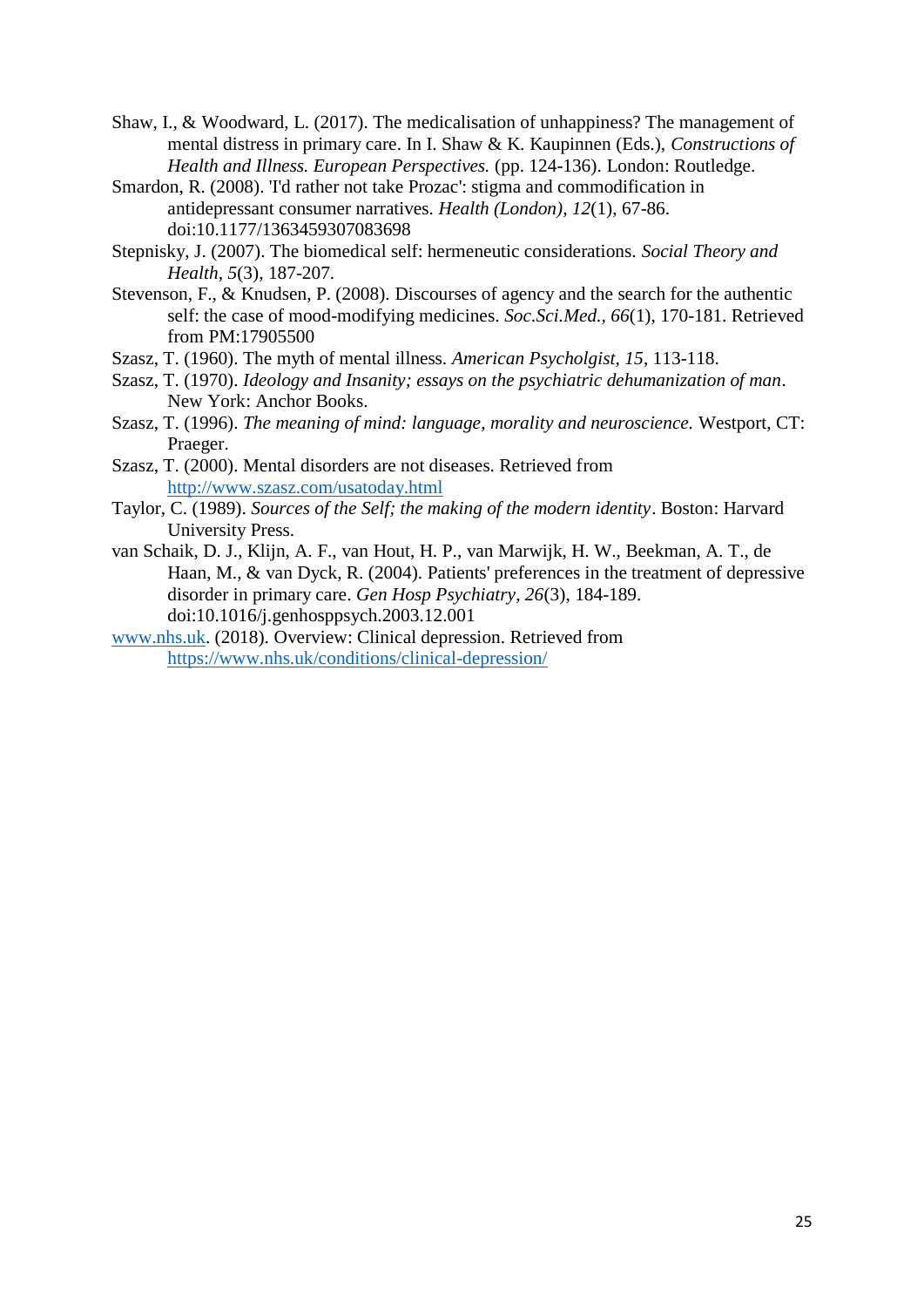Shaw, I., & Woodward, L. (2017). The medicalisation of unhappiness? The management of mental distress in primary care. In I. Shaw & K. Kaupinnen (Eds.), *Constructions of Health and Illness. European Perspectives.* (pp. 124-136). London: Routledge.

Smardon, R. (2008). 'I'd rather not take Prozac': stigma and commodification in antidepressant consumer narratives. *Health (London), 12*(1), 67-86. doi:10.1177/1363459307083698

Stepnisky, J. (2007). The biomedical self: hermeneutic considerations. *Social Theory and Health, 5*(3), 187-207.

Stevenson, F., & Knudsen, P. (2008). Discourses of agency and the search for the authentic self: the case of mood-modifying medicines. *Soc.Sci.Med., 66*(1), 170-181. Retrieved from PM:17905500

Szasz, T. (1960). The myth of mental illness. *American Psycholgist, 15*, 113-118.

Szasz, T. (1970). *Ideology and Insanity; essays on the psychiatric dehumanization of man*. New York: Anchor Books.

Szasz, T. (1996). *The meaning of mind: language, morality and neuroscience.* Westport, CT: Praeger.

Szasz, T. (2000). Mental disorders are not diseases. Retrieved from http://www.szasz.com/usatoday.html

Taylor, C. (1989). *Sources of the Self; the making of the modern identity*. Boston: Harvard University Press.

van Schaik, D. J., Klijn, A. F., van Hout, H. P., van Marwijk, H. W., Beekman, A. T., de Haan, M., & van Dyck, R. (2004). Patients' preferences in the treatment of depressive disorder in primary care. *Gen Hosp Psychiatry, 26*(3), 184-189. doi:10.1016/j.genhosppsych.2003.12.001

www.nhs.uk. (2018). Overview: Clinical depression. Retrieved from https://www.nhs.uk/conditions/clinical-depression/